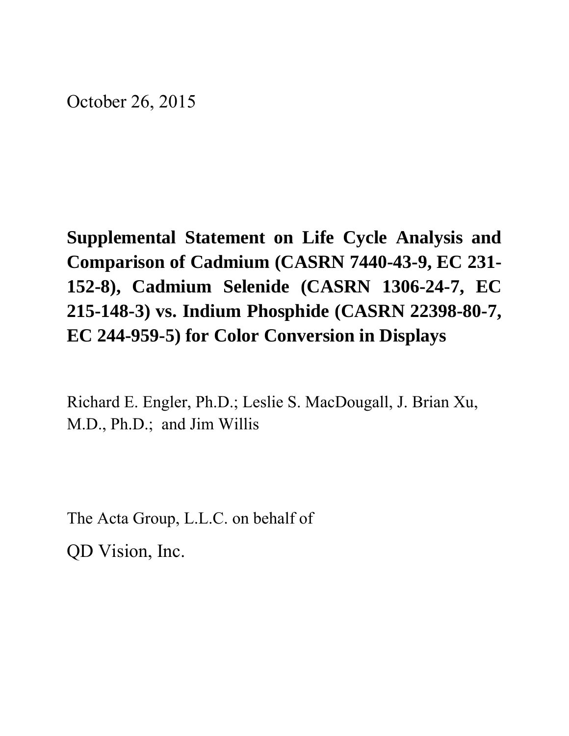October 26, 2015

# Supplemental Statement on Life Cycle Analysis and Comparison of Cadmium (CASRN 7440-43-9, EC 231-152-8), Cadmium Selenide (CASRN 1306-24-7, EC 215-148-3) vs. Indium Phosphide (CASRN 22398-80-7, EC 244-959-5) for Color Conversion in Displays

Richard E. Engler, Ph.D.; Leslie S. MacDougall, J. Brian Xu, M.D., Ph.D.; and Jim Willis

The Acta Group, L.L.C. on behalf of

QD Vision, Inc.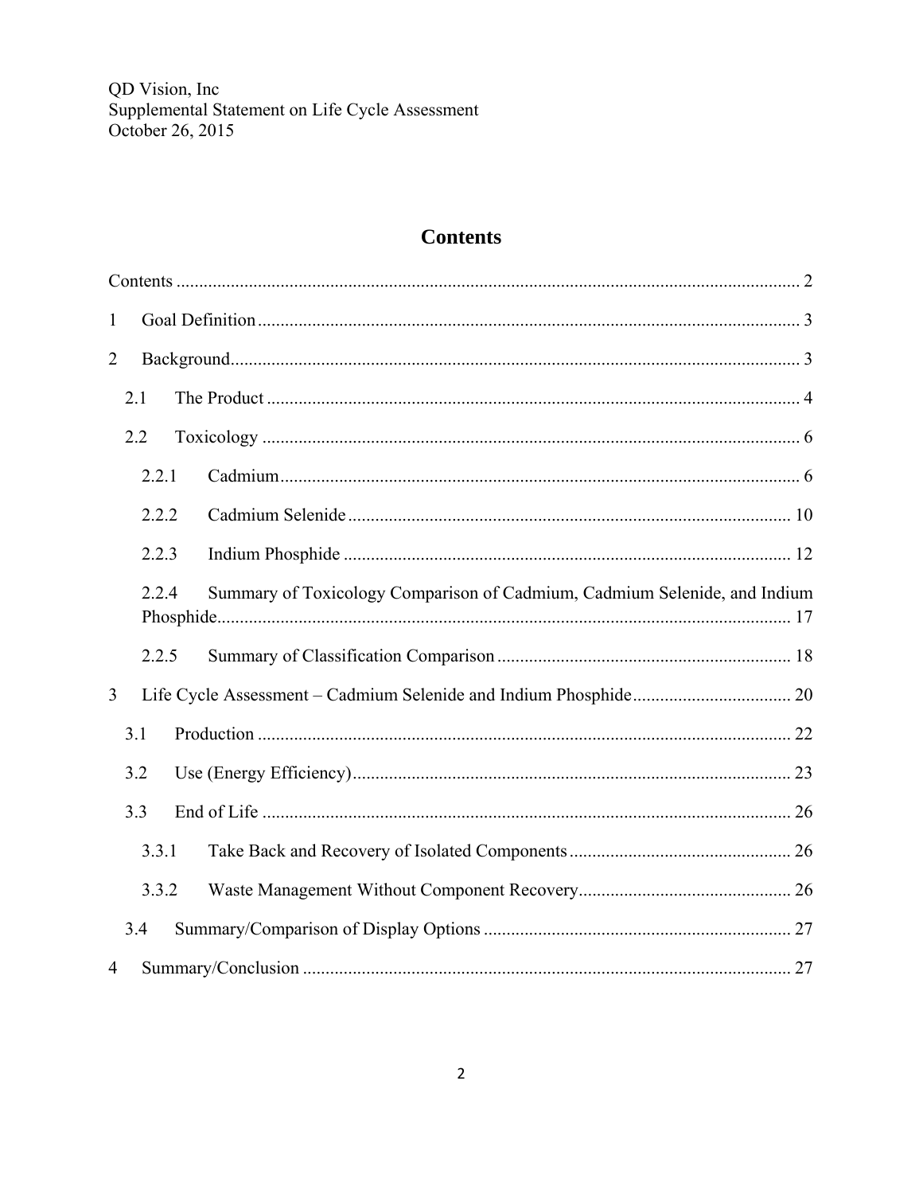QD Vision, Inc
Supplemental Statement on Life Cycle Assessment
October 26, 2015

# Contents

Contents ........................................................................ 2

1 Goal Definition ........................................................................ 3

2 Background ........................................................................ 3

2.1 The Product ........................................................................ 4

2.2 Toxicology ........................................................................ 6

2.2.1 Cadmium ........................................................................ 6

2.2.2 Cadmium Selenide ........................................................................ 10

2.2.3 Indium Phosphide ........................................................................ 12

2.2.4 Summary of Toxicology Comparison of Cadmium, Cadmium Selenide, and Indium Phosphide ........................................................................ 17

2.2.5 Summary of Classification Comparison ........................................................................ 18

3 Life Cycle Assessment – Cadmium Selenide and Indium Phosphide ........................................................................ 20

3.1 Production ........................................................................ 22

3.2 Use (Energy Efficiency) ........................................................................ 23

3.3 End of Life ........................................................................ 26

3.3.1 Take Back and Recovery of Isolated Components ........................................................................ 26

3.3.2 Waste Management Without Component Recovery ........................................................................ 26

3.4 Summary/Comparison of Display Options ........................................................................ 27

4 Summary/Conclusion ........................................................................ 27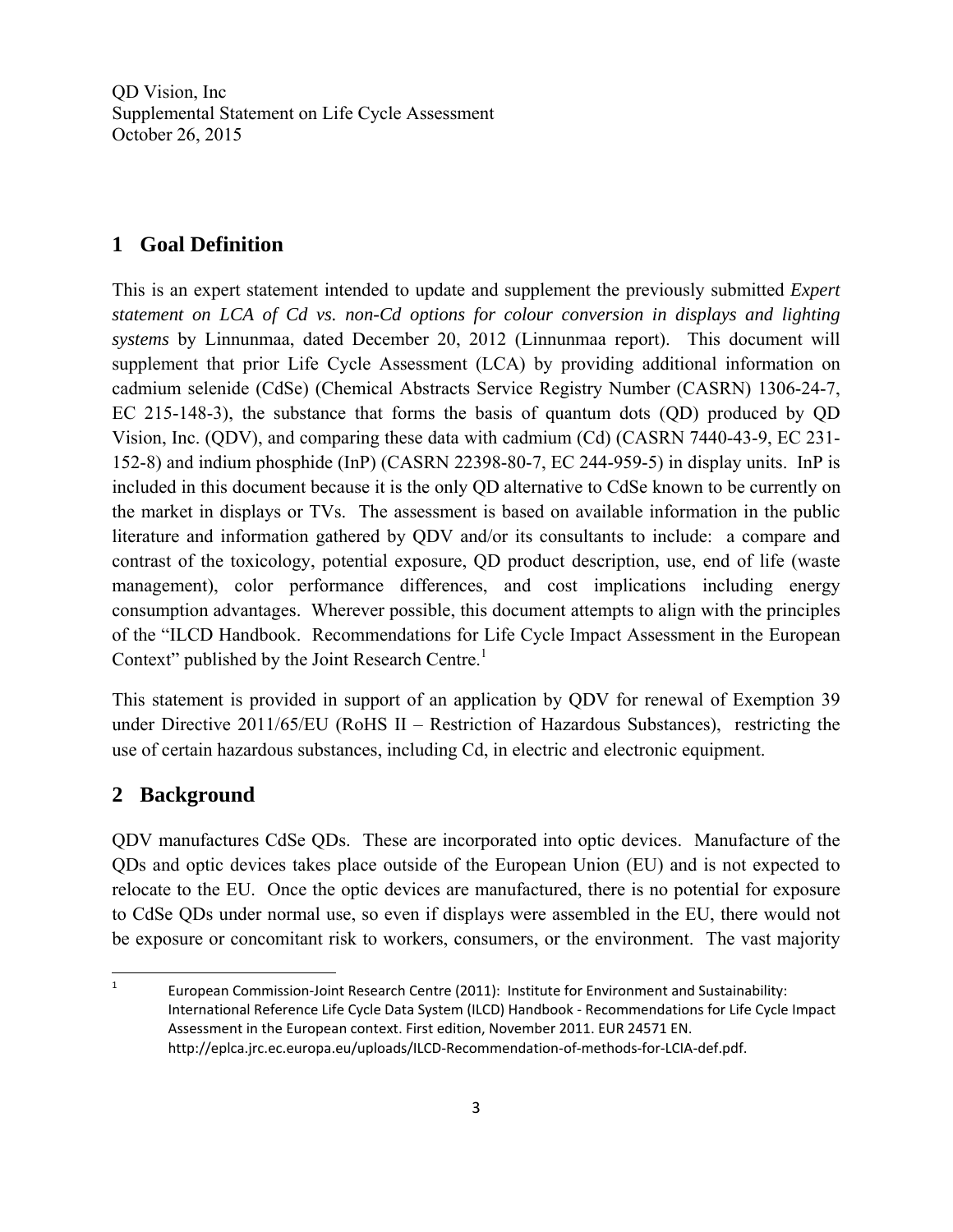QD Vision, Inc
Supplemental Statement on Life Cycle Assessment
October 26, 2015

# 1 Goal Definition

This is an expert statement intended to update and supplement the previously submitted *Expert statement on LCA of Cd vs. non-Cd options for colour conversion in displays and lighting systems* by Linnunmaa, dated December 20, 2012 (Linnunmaa report). This document will supplement that prior Life Cycle Assessment (LCA) by providing additional information on cadmium selenide (CdSe) (Chemical Abstracts Service Registry Number (CASRN) 1306-24-7, EC 215-148-3), the substance that forms the basis of quantum dots (QD) produced by QD Vision, Inc. (QDV), and comparing these data with cadmium (Cd) (CASRN 7440-43-9, EC 231-152-8) and indium phosphide (InP) (CASRN 22398-80-7, EC 244-959-5) in display units. InP is included in this document because it is the only QD alternative to CdSe known to be currently on the market in displays or TVs. The assessment is based on available information in the public literature and information gathered by QDV and/or its consultants to include: a compare and contrast of the toxicology, potential exposure, QD product description, use, end of life (waste management), color performance differences, and cost implications including energy consumption advantages. Wherever possible, this document attempts to align with the principles of the "ILCD Handbook. Recommendations for Life Cycle Impact Assessment in the European Context" published by the Joint Research Centre.[1]

This statement is provided in support of an application by QDV for renewal of Exemption 39 under Directive 2011/65/EU (RoHS II – Restriction of Hazardous Substances), restricting the use of certain hazardous substances, including Cd, in electric and electronic equipment.

# 2 Background

QDV manufactures CdSe QDs. These are incorporated into optic devices. Manufacture of the QDs and optic devices takes place outside of the European Union (EU) and is not expected to relocate to the EU. Once the optic devices are manufactured, there is no potential for exposure to CdSe QDs under normal use, so even if displays were assembled in the EU, there would not be exposure or concomitant risk to workers, consumers, or the environment. The vast majority

[1] European Commission-Joint Research Centre (2011): Institute for Environment and Sustainability: International Reference Life Cycle Data System (ILCD) Handbook - Recommendations for Life Cycle Impact Assessment in the European context. First edition, November 2011. EUR 24571 EN. http://eplca.jrc.ec.europa.eu/uploads/ILCD-Recommendation-of-methods-for-LCIA-def.pdf.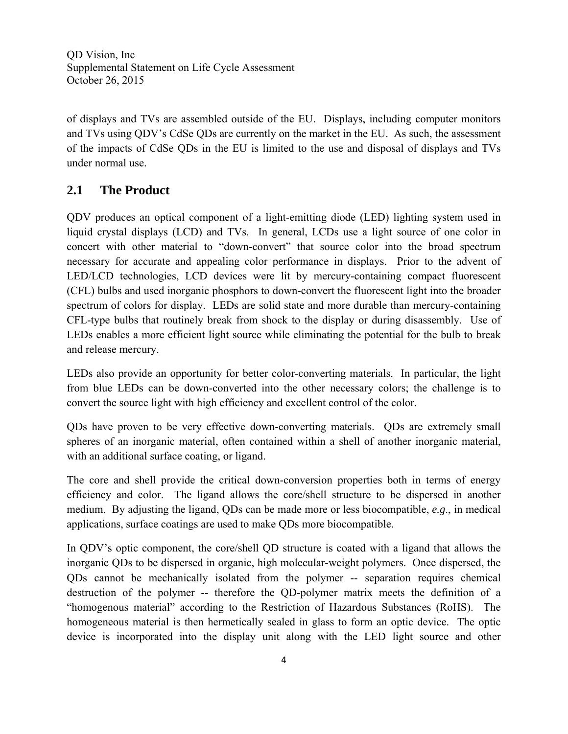of displays and TVs are assembled outside of the EU. Displays, including computer monitors and TVs using QDV's CdSe QDs are currently on the market in the EU. As such, the assessment of the impacts of CdSe QDs in the EU is limited to the use and disposal of displays and TVs under normal use.

## 2.1 The Product

QDV produces an optical component of a light-emitting diode (LED) lighting system used in liquid crystal displays (LCD) and TVs. In general, LCDs use a light source of one color in concert with other material to "down-convert" that source color into the broad spectrum necessary for accurate and appealing color performance in displays. Prior to the advent of LED/LCD technologies, LCD devices were lit by mercury-containing compact fluorescent (CFL) bulbs and used inorganic phosphors to down-convert the fluorescent light into the broader spectrum of colors for display. LEDs are solid state and more durable than mercury-containing CFL-type bulbs that routinely break from shock to the display or during disassembly. Use of LEDs enables a more efficient light source while eliminating the potential for the bulb to break and release mercury.

LEDs also provide an opportunity for better color-converting materials. In particular, the light from blue LEDs can be down-converted into the other necessary colors; the challenge is to convert the source light with high efficiency and excellent control of the color.

QDs have proven to be very effective down-converting materials. QDs are extremely small spheres of an inorganic material, often contained within a shell of another inorganic material, with an additional surface coating, or ligand.

The core and shell provide the critical down-conversion properties both in terms of energy efficiency and color. The ligand allows the core/shell structure to be dispersed in another medium. By adjusting the ligand, QDs can be made more or less biocompatible, *e.g*., in medical applications, surface coatings are used to make QDs more biocompatible.

In QDV's optic component, the core/shell QD structure is coated with a ligand that allows the inorganic QDs to be dispersed in organic, high molecular-weight polymers. Once dispersed, the QDs cannot be mechanically isolated from the polymer -- separation requires chemical destruction of the polymer -- therefore the QD-polymer matrix meets the definition of a "homogenous material" according to the Restriction of Hazardous Substances (RoHS). The homogeneous material is then hermetically sealed in glass to form an optic device. The optic device is incorporated into the display unit along with the LED light source and other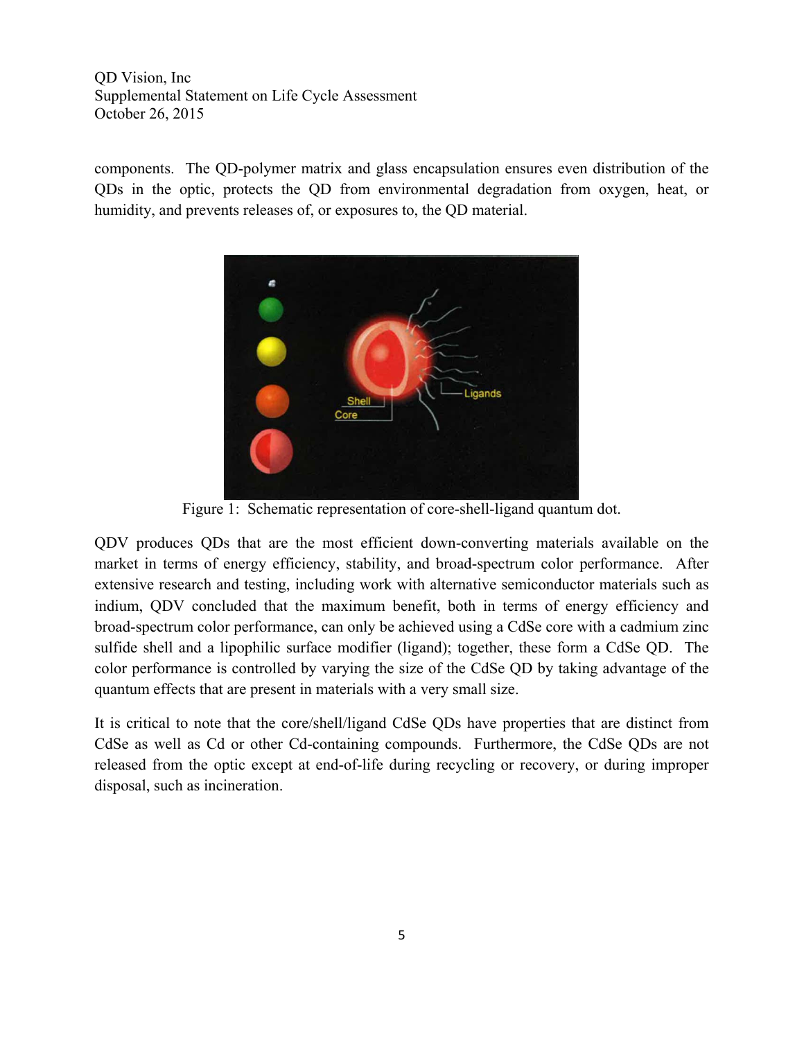components. The QD-polymer matrix and glass encapsulation ensures even distribution of the QDs in the optic, protects the QD from environmental degradation from oxygen, heat, or humidity, and prevents releases of, or exposures to, the QD material.

Figure 1: Schematic representation of core-shell-ligand quantum dot.

QDV produces QDs that are the most efficient down-converting materials available on the market in terms of energy efficiency, stability, and broad-spectrum color performance. After extensive research and testing, including work with alternative semiconductor materials such as indium, QDV concluded that the maximum benefit, both in terms of energy efficiency and broad-spectrum color performance, can only be achieved using a CdSe core with a cadmium zinc sulfide shell and a lipophilic surface modifier (ligand); together, these form a CdSe QD. The color performance is controlled by varying the size of the CdSe QD by taking advantage of the quantum effects that are present in materials with a very small size.

It is critical to note that the core/shell/ligand CdSe QDs have properties that are distinct from CdSe as well as Cd or other Cd-containing compounds. Furthermore, the CdSe QDs are not released from the optic except at end-of-life during recycling or recovery, or during improper disposal, such as incineration.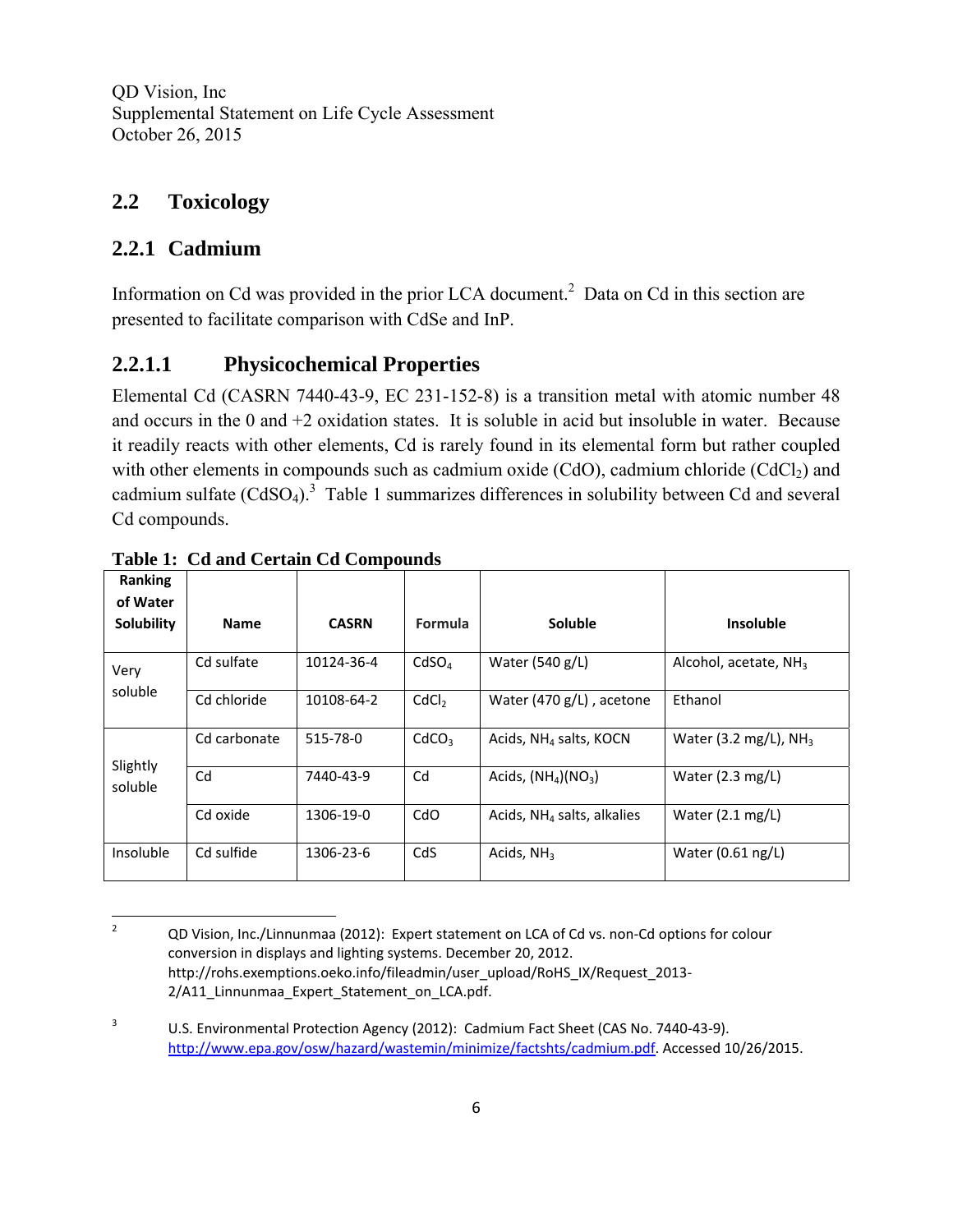QD Vision, Inc
Supplemental Statement on Life Cycle Assessment
October 26, 2015

## 2.2 Toxicology

## 2.2.1 Cadmium

Information on Cd was provided in the prior LCA document.[2] Data on Cd in this section are presented to facilitate comparison with CdSe and InP.

### 2.2.1.1 Physicochemical Properties

Elemental Cd (CASRN 7440-43-9, EC 231-152-8) is a transition metal with atomic number 48 and occurs in the 0 and +2 oxidation states. It is soluble in acid but insoluble in water. Because it readily reacts with other elements, Cd is rarely found in its elemental form but rather coupled with other elements in compounds such as cadmium oxide (CdO), cadmium chloride ($CdCl_2$) and cadmium sulfate ($CdSO_4$).[3] Table 1 summarizes differences in solubility between Cd and several Cd compounds.

**Table 1: Cd and Certain Cd Compounds**

| Ranking of Water Solubility | Name | CASRN | Formula | Soluble | Insoluble |
|---|---|---|---|---|---|
| Very soluble | Cd sulfate | 10124-36-4 | $CdSO_4$ | Water (540 g/L) | Alcohol, acetate, $NH_3$ |
| | Cd chloride | 10108-64-2 | $CdCl_2$ | Water (470 g/L) , acetone | Ethanol |
| Slightly soluble | Cd carbonate | 515-78-0 | $CdCO_3$ | Acids, $NH_4$ salts, KOCN | Water (3.2 mg/L), $NH_3$ |
| | Cd | 7440-43-9 | Cd | Acids, $(NH_4)(NO_3)$ | Water (2.3 mg/L) |
| | Cd oxide | 1306-19-0 | CdO | Acids, $NH_4$ salts, alkalies | Water (2.1 mg/L) |
| Insoluble | Cd sulfide | 1306-23-6 | CdS | Acids, $NH_3$ | Water (0.61 ng/L) |

---

[2] QD Vision, Inc./Linnunmaa (2012): Expert statement on LCA of Cd vs. non-Cd options for colour conversion in displays and lighting systems. December 20, 2012. http://rohs.exemptions.oeko.info/fileadmin/user_upload/RoHS_IX/Request_2013-2/A11_Linnunmaa_Expert_Statement_on_LCA.pdf.

[3] U.S. Environmental Protection Agency (2012): Cadmium Fact Sheet (CAS No. 7440-43-9). http://www.epa.gov/osw/hazard/wastemin/minimize/factshts/cadmium.pdf. Accessed 10/26/2015.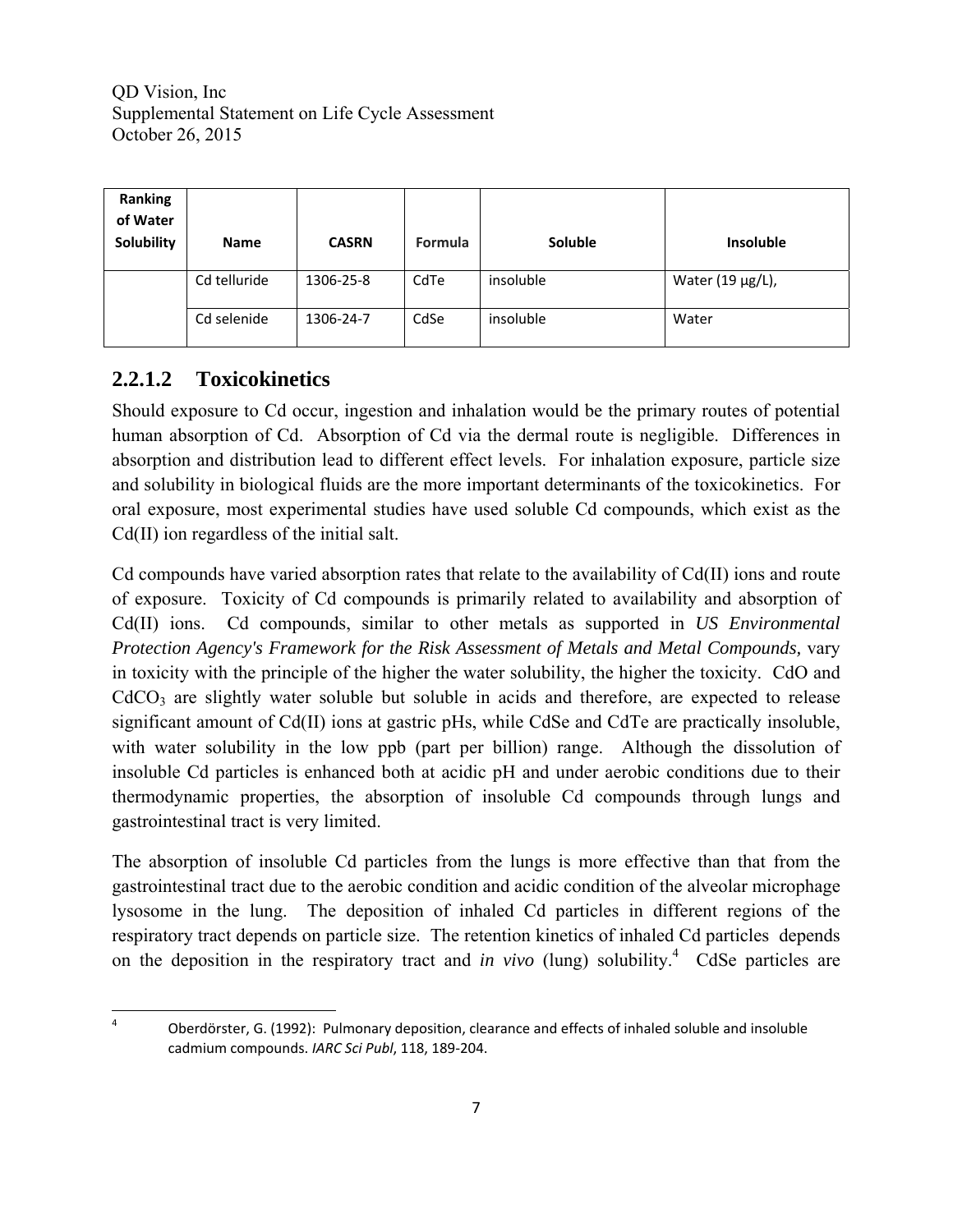| Ranking of Water Solubility | Name | CASRN | Formula | Soluble | Insoluble |
|---|---|---|---|---|---|
| | Cd telluride | 1306-25-8 | CdTe | insoluble | Water (19 μg/L), |
| | Cd selenide | 1306-24-7 | CdSe | insoluble | Water |

### 2.2.1.2 Toxicokinetics

Should exposure to Cd occur, ingestion and inhalation would be the primary routes of potential human absorption of Cd. Absorption of Cd via the dermal route is negligible. Differences in absorption and distribution lead to different effect levels. For inhalation exposure, particle size and solubility in biological fluids are the more important determinants of the toxicokinetics. For oral exposure, most experimental studies have used soluble Cd compounds, which exist as the Cd(II) ion regardless of the initial salt.

Cd compounds have varied absorption rates that relate to the availability of Cd(II) ions and route of exposure. Toxicity of Cd compounds is primarily related to availability and absorption of Cd(II) ions. Cd compounds, similar to other metals as supported in *US Environmental Protection Agency's Framework for the Risk Assessment of Metals and Metal Compounds,* vary in toxicity with the principle of the higher the water solubility, the higher the toxicity. CdO and $CdCO_3$ are slightly water soluble but soluble in acids and therefore, are expected to release significant amount of Cd(II) ions at gastric pHs, while CdSe and CdTe are practically insoluble, with water solubility in the low ppb (part per billion) range. Although the dissolution of insoluble Cd particles is enhanced both at acidic pH and under aerobic conditions due to their thermodynamic properties, the absorption of insoluble Cd compounds through lungs and gastrointestinal tract is very limited.

The absorption of insoluble Cd particles from the lungs is more effective than that from the gastrointestinal tract due to the aerobic condition and acidic condition of the alveolar microphage lysosome in the lung. The deposition of inhaled Cd particles in different regions of the respiratory tract depends on particle size. The retention kinetics of inhaled Cd particles depends on the deposition in the respiratory tract and *in vivo* (lung) solubility.[4] CdSe particles are

[4] Oberdörster, G. (1992): Pulmonary deposition, clearance and effects of inhaled soluble and insoluble cadmium compounds. *IARC Sci Publ*, 118, 189-204.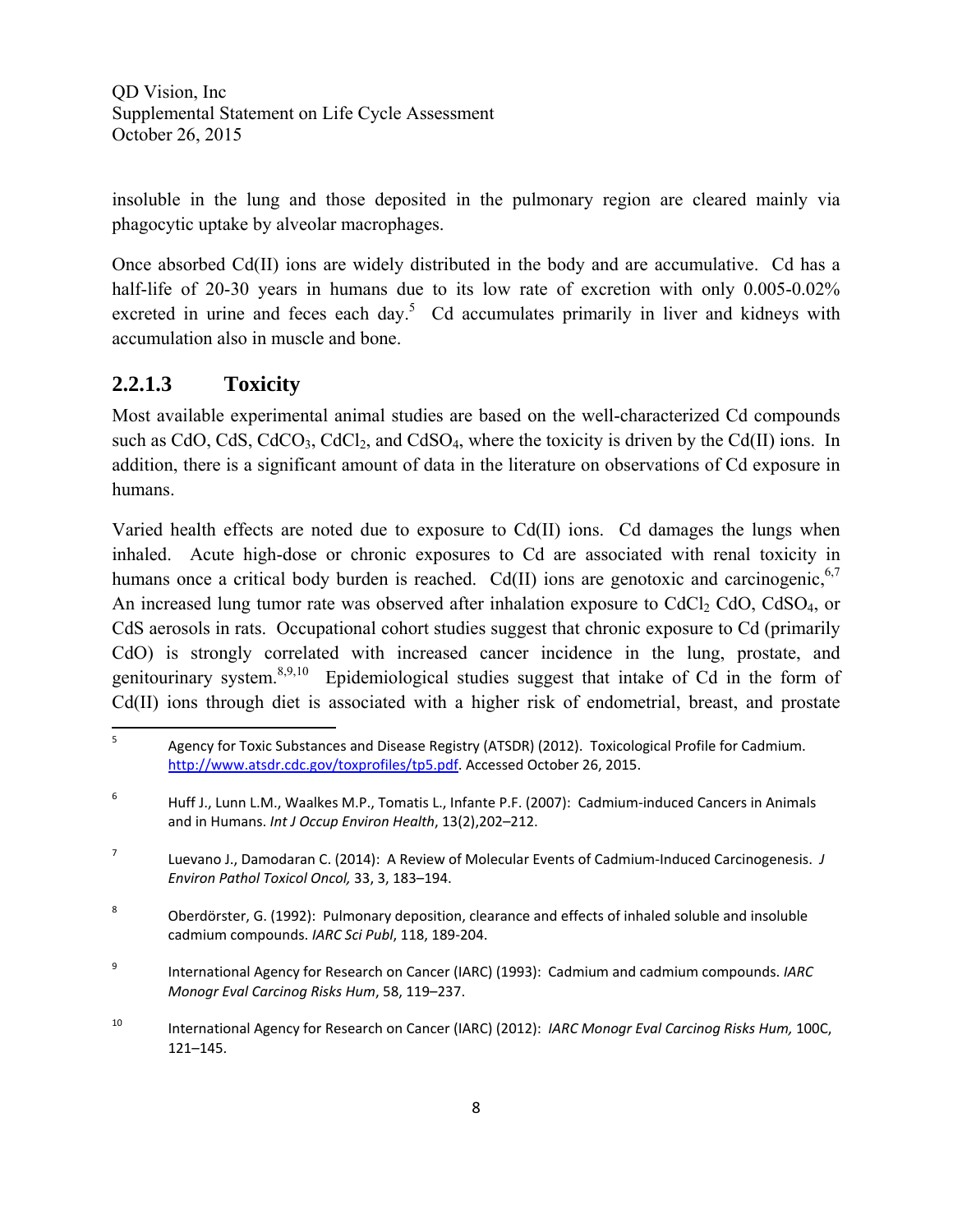insoluble in the lung and those deposited in the pulmonary region are cleared mainly via phagocytic uptake by alveolar macrophages.

Once absorbed Cd(II) ions are widely distributed in the body and are accumulative. Cd has a half-life of 20-30 years in humans due to its low rate of excretion with only 0.005-0.02% excreted in urine and feces each day.[5] Cd accumulates primarily in liver and kidneys with accumulation also in muscle and bone.

### 2.2.1.3 Toxicity

Most available experimental animal studies are based on the well-characterized Cd compounds such as CdO, CdS, $CdCO_3$, $CdCl_2$, and $CdSO_4$, where the toxicity is driven by the Cd(II) ions. In addition, there is a significant amount of data in the literature on observations of Cd exposure in humans.

Varied health effects are noted due to exposure to Cd(II) ions. Cd damages the lungs when inhaled. Acute high-dose or chronic exposures to Cd are associated with renal toxicity in humans once a critical body burden is reached. Cd(II) ions are genotoxic and carcinogenic,[6,7] An increased lung tumor rate was observed after inhalation exposure to $CdCl_2$ CdO, $CdSO_4$, or CdS aerosols in rats. Occupational cohort studies suggest that chronic exposure to Cd (primarily CdO) is strongly correlated with increased cancer incidence in the lung, prostate, and genitourinary system.[8,9,10] Epidemiological studies suggest that intake of Cd in the form of Cd(II) ions through diet is associated with a higher risk of endometrial, breast, and prostate

---

[5] Agency for Toxic Substances and Disease Registry (ATSDR) (2012). Toxicological Profile for Cadmium. http://www.atsdr.cdc.gov/toxprofiles/tp5.pdf. Accessed October 26, 2015.

[6] Huff J., Lunn L.M., Waalkes M.P., Tomatis L., Infante P.F. (2007): Cadmium-induced Cancers in Animals and in Humans. *Int J Occup Environ Health*, 13(2),202–212.

[7] Luevano J., Damodaran C. (2014): A Review of Molecular Events of Cadmium-Induced Carcinogenesis. *J Environ Pathol Toxicol Oncol,* 33, 3, 183–194.

[8] Oberdörster, G. (1992): Pulmonary deposition, clearance and effects of inhaled soluble and insoluble cadmium compounds. *IARC Sci Publ*, 118, 189-204.

[9] International Agency for Research on Cancer (IARC) (1993): Cadmium and cadmium compounds. *IARC Monogr Eval Carcinog Risks Hum*, 58, 119–237.

[10] International Agency for Research on Cancer (IARC) (2012): *IARC Monogr Eval Carcinog Risks Hum,* 100C, 121–145.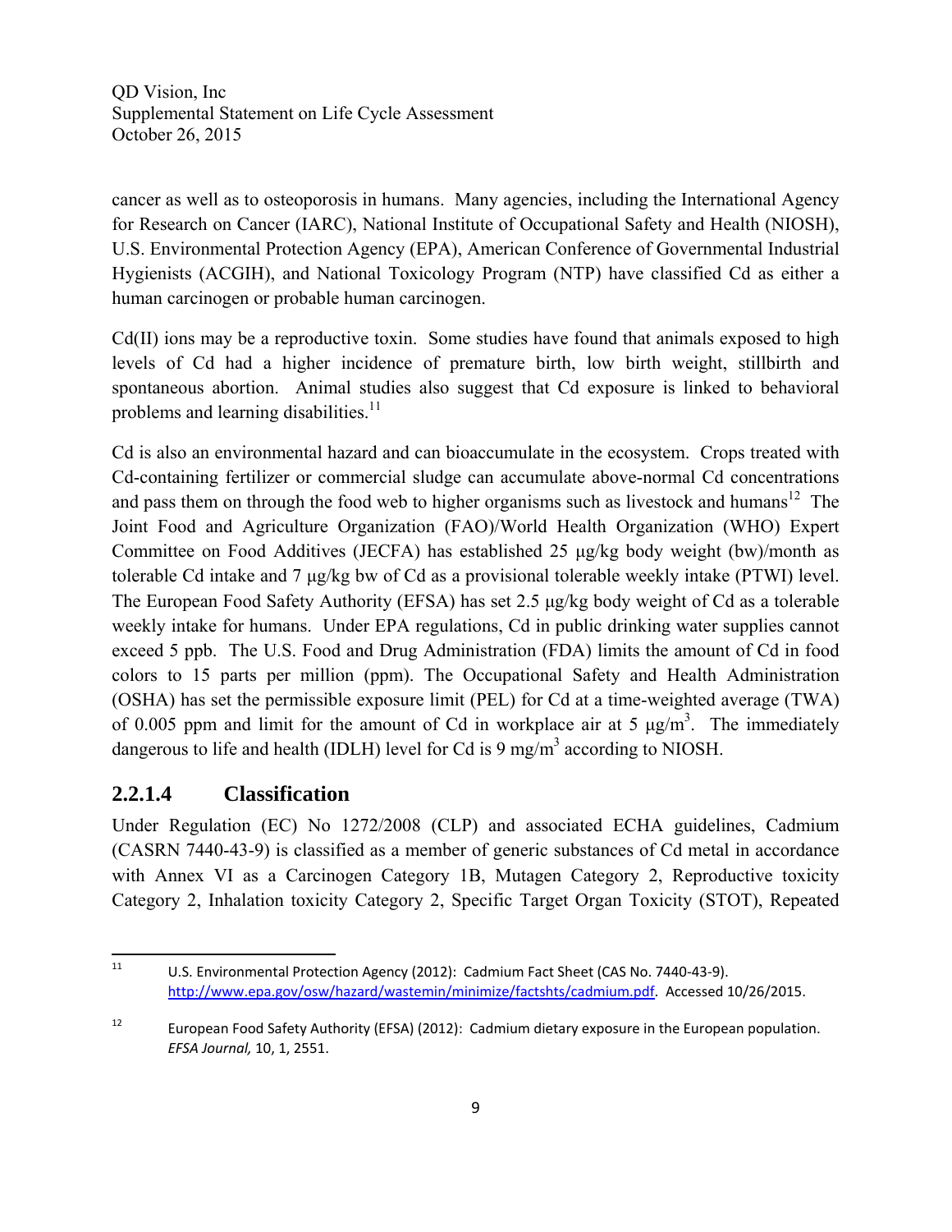cancer as well as to osteoporosis in humans. Many agencies, including the International Agency for Research on Cancer (IARC), National Institute of Occupational Safety and Health (NIOSH), U.S. Environmental Protection Agency (EPA), American Conference of Governmental Industrial Hygienists (ACGIH), and National Toxicology Program (NTP) have classified Cd as either a human carcinogen or probable human carcinogen.

Cd(II) ions may be a reproductive toxin. Some studies have found that animals exposed to high levels of Cd had a higher incidence of premature birth, low birth weight, stillbirth and spontaneous abortion. Animal studies also suggest that Cd exposure is linked to behavioral problems and learning disabilities.[11]

Cd is also an environmental hazard and can bioaccumulate in the ecosystem. Crops treated with Cd-containing fertilizer or commercial sludge can accumulate above-normal Cd concentrations and pass them on through the food web to higher organisms such as livestock and humans[12] The Joint Food and Agriculture Organization (FAO)/World Health Organization (WHO) Expert Committee on Food Additives (JECFA) has established 25 µg/kg body weight (bw)/month as tolerable Cd intake and 7 µg/kg bw of Cd as a provisional tolerable weekly intake (PTWI) level. The European Food Safety Authority (EFSA) has set 2.5 µg/kg body weight of Cd as a tolerable weekly intake for humans. Under EPA regulations, Cd in public drinking water supplies cannot exceed 5 ppb. The U.S. Food and Drug Administration (FDA) limits the amount of Cd in food colors to 15 parts per million (ppm). The Occupational Safety and Health Administration (OSHA) has set the permissible exposure limit (PEL) for Cd at a time-weighted average (TWA) of 0.005 ppm and limit for the amount of Cd in workplace air at 5 $\mu g/m^3$. The immediately dangerous to life and health (IDLH) level for Cd is 9 $mg/m^3$ according to NIOSH.

### 2.2.1.4 Classification

Under Regulation (EC) No 1272/2008 (CLP) and associated ECHA guidelines, Cadmium (CASRN 7440-43-9) is classified as a member of generic substances of Cd metal in accordance with Annex VI as a Carcinogen Category 1B, Mutagen Category 2, Reproductive toxicity Category 2, Inhalation toxicity Category 2, Specific Target Organ Toxicity (STOT), Repeated

---

[11] U.S. Environmental Protection Agency (2012): Cadmium Fact Sheet (CAS No. 7440-43-9). http://www.epa.gov/osw/hazard/wastemin/minimize/factshts/cadmium.pdf. Accessed 10/26/2015.

[12] European Food Safety Authority (EFSA) (2012): Cadmium dietary exposure in the European population. *EFSA Journal,* 10, 1, 2551.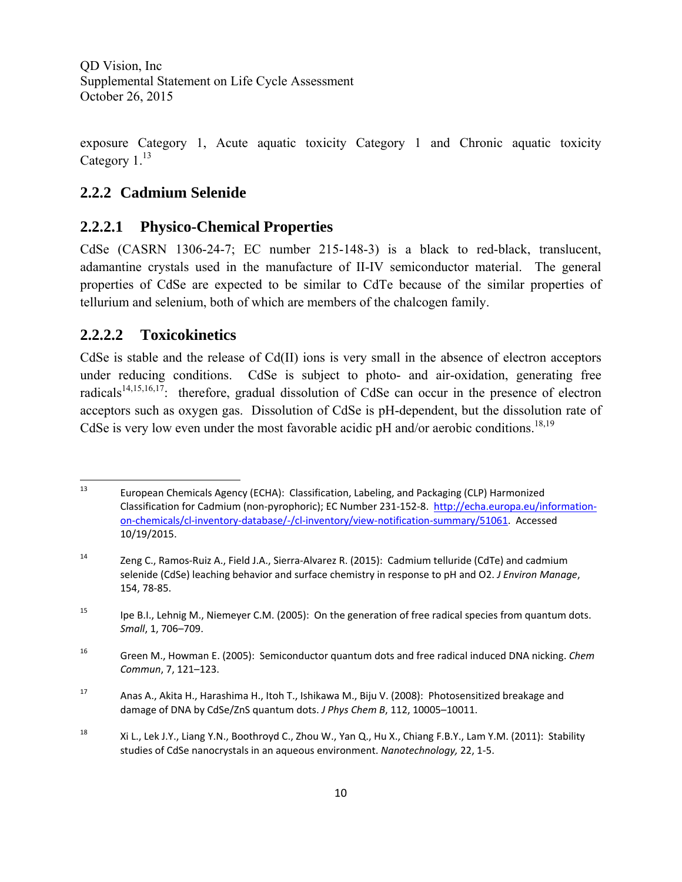exposure Category 1, Acute aquatic toxicity Category 1 and Chronic aquatic toxicity Category 1.[13]

## 2.2.2 Cadmium Selenide

### 2.2.2.1 Physico-Chemical Properties

CdSe (CASRN 1306-24-7; EC number 215-148-3) is a black to red-black, translucent, adamantine crystals used in the manufacture of II-IV semiconductor material. The general properties of CdSe are expected to be similar to CdTe because of the similar properties of tellurium and selenium, both of which are members of the chalcogen family.

### 2.2.2.2 Toxicokinetics

CdSe is stable and the release of Cd(II) ions is very small in the absence of electron acceptors under reducing conditions. CdSe is subject to photo- and air-oxidation, generating free radicals[14,15,16,17]: therefore, gradual dissolution of CdSe can occur in the presence of electron acceptors such as oxygen gas. Dissolution of CdSe is pH-dependent, but the dissolution rate of CdSe is very low even under the most favorable acidic pH and/or aerobic conditions.[18,19]

---

[13] European Chemicals Agency (ECHA): Classification, Labeling, and Packaging (CLP) Harmonized Classification for Cadmium (non-pyrophoric); EC Number 231-152-8. http://echa.europa.eu/information-on-chemicals/cl-inventory-database/-/cl-inventory/view-notification-summary/51061. Accessed 10/19/2015.

[14] Zeng C., Ramos-Ruiz A., Field J.A., Sierra-Alvarez R. (2015): Cadmium telluride (CdTe) and cadmium selenide (CdSe) leaching behavior and surface chemistry in response to pH and O2. *J Environ Manage*, 154, 78-85.

[15] Ipe B.I., Lehnig M., Niemeyer C.M. (2005): On the generation of free radical species from quantum dots. *Small*, 1, 706–709.

[16] Green M., Howman E. (2005): Semiconductor quantum dots and free radical induced DNA nicking. *Chem Commun*, 7, 121–123.

[17] Anas A., Akita H., Harashima H., Itoh T., Ishikawa M., Biju V. (2008): Photosensitized breakage and damage of DNA by CdSe/ZnS quantum dots. *J Phys Chem B*, 112, 10005–10011.

[18] Xi L., Lek J.Y., Liang Y.N., Boothroyd C., Zhou W., Yan Q., Hu X., Chiang F.B.Y., Lam Y.M. (2011): Stability studies of CdSe nanocrystals in an aqueous environment. *Nanotechnology,* 22, 1-5.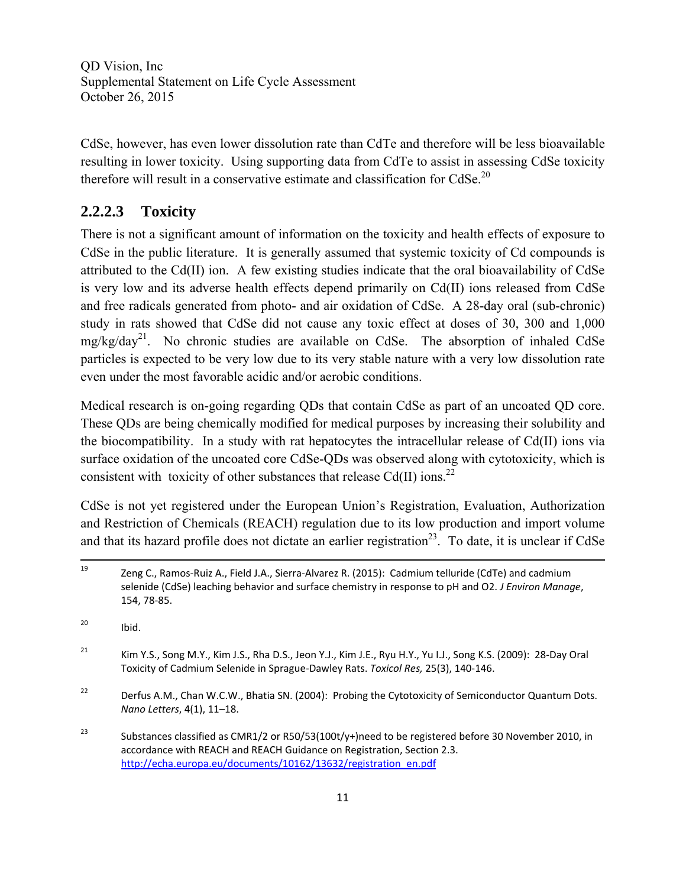CdSe, however, has even lower dissolution rate than CdTe and therefore will be less bioavailable resulting in lower toxicity. Using supporting data from CdTe to assist in assessing CdSe toxicity therefore will result in a conservative estimate and classification for CdSe.[20]

### 2.2.2.3 Toxicity

There is not a significant amount of information on the toxicity and health effects of exposure to CdSe in the public literature. It is generally assumed that systemic toxicity of Cd compounds is attributed to the Cd(II) ion. A few existing studies indicate that the oral bioavailability of CdSe is very low and its adverse health effects depend primarily on Cd(II) ions released from CdSe and free radicals generated from photo- and air oxidation of CdSe. A 28-day oral (sub-chronic) study in rats showed that CdSe did not cause any toxic effect at doses of 30, 300 and 1,000 mg/kg/day[21]. No chronic studies are available on CdSe. The absorption of inhaled CdSe particles is expected to be very low due to its very stable nature with a very low dissolution rate even under the most favorable acidic and/or aerobic conditions.

Medical research is on-going regarding QDs that contain CdSe as part of an uncoated QD core. These QDs are being chemically modified for medical purposes by increasing their solubility and the biocompatibility. In a study with rat hepatocytes the intracellular release of Cd(II) ions via surface oxidation of the uncoated core CdSe-QDs was observed along with cytotoxicity, which is consistent with toxicity of other substances that release Cd(II) ions.[22]

CdSe is not yet registered under the European Union's Registration, Evaluation, Authorization and Restriction of Chemicals (REACH) regulation due to its low production and import volume and that its hazard profile does not dictate an earlier registration[23]. To date, it is unclear if CdSe

---

[19] Zeng C., Ramos-Ruiz A., Field J.A., Sierra-Alvarez R. (2015): Cadmium telluride (CdTe) and cadmium selenide (CdSe) leaching behavior and surface chemistry in response to pH and O2. *J Environ Manage*, 154, 78-85.

[20] Ibid.

[21] Kim Y.S., Song M.Y., Kim J.S., Rha D.S., Jeon Y.J., Kim J.E., Ryu H.Y., Yu I.J., Song K.S. (2009): 28-Day Oral Toxicity of Cadmium Selenide in Sprague-Dawley Rats. *Toxicol Res,* 25(3), 140-146.

[22] Derfus A.M., Chan W.C.W., Bhatia SN. (2004): Probing the Cytotoxicity of Semiconductor Quantum Dots. *Nano Letters*, 4(1), 11–18.

[23] Substances classified as CMR1/2 or R50/53(100t/y+)need to be registered before 30 November 2010, in accordance with REACH and REACH Guidance on Registration, Section 2.3. http://echa.europa.eu/documents/10162/13632/registration_en.pdf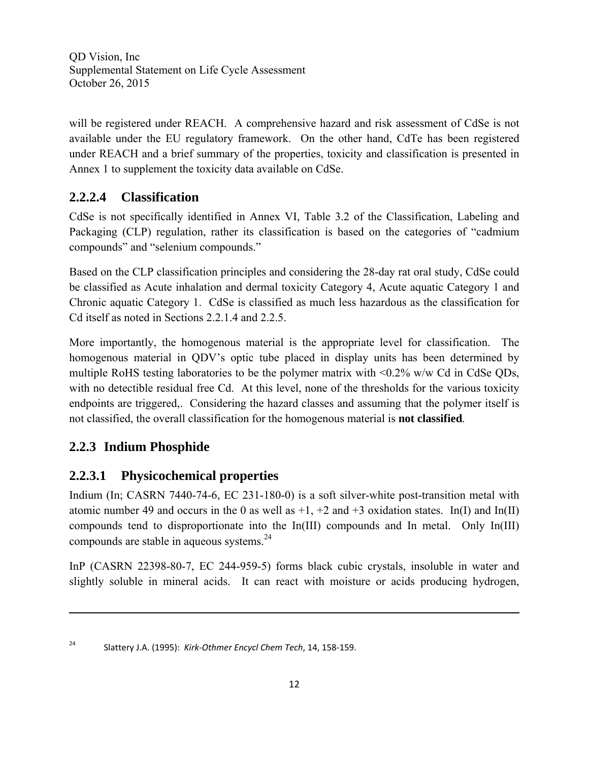will be registered under REACH. A comprehensive hazard and risk assessment of CdSe is not available under the EU regulatory framework. On the other hand, CdTe has been registered under REACH and a brief summary of the properties, toxicity and classification is presented in Annex 1 to supplement the toxicity data available on CdSe.

#### 2.2.2.4 Classification

CdSe is not specifically identified in Annex VI, Table 3.2 of the Classification, Labeling and Packaging (CLP) regulation, rather its classification is based on the categories of "cadmium compounds" and "selenium compounds."

Based on the CLP classification principles and considering the 28-day rat oral study, CdSe could be classified as Acute inhalation and dermal toxicity Category 4, Acute aquatic Category 1 and Chronic aquatic Category 1. CdSe is classified as much less hazardous as the classification for Cd itself as noted in Sections 2.2.1.4 and 2.2.5.

More importantly, the homogenous material is the appropriate level for classification. The homogenous material in QDV's optic tube placed in display units has been determined by multiple RoHS testing laboratories to be the polymer matrix with <0.2% w/w Cd in CdSe QDs, with no detectible residual free Cd. At this level, none of the thresholds for the various toxicity endpoints are triggered,. Considering the hazard classes and assuming that the polymer itself is not classified, the overall classification for the homogenous material is **not classified**.

### 2.2.3 Indium Phosphide

#### 2.2.3.1 Physicochemical properties

Indium (In; CASRN 7440-74-6, EC 231-180-0) is a soft silver-white post-transition metal with atomic number 49 and occurs in the 0 as well as +1, +2 and +3 oxidation states. In(I) and In(II) compounds tend to disproportionate into the In(III) compounds and In metal. Only In(III) compounds are stable in aqueous systems.[24]

InP (CASRN 22398-80-7, EC 244-959-5) forms black cubic crystals, insoluble in water and slightly soluble in mineral acids. It can react with moisture or acids producing hydrogen,

---

[24] Slattery J.A. (1995): *Kirk-Othmer Encycl Chem Tech*, 14, 158-159.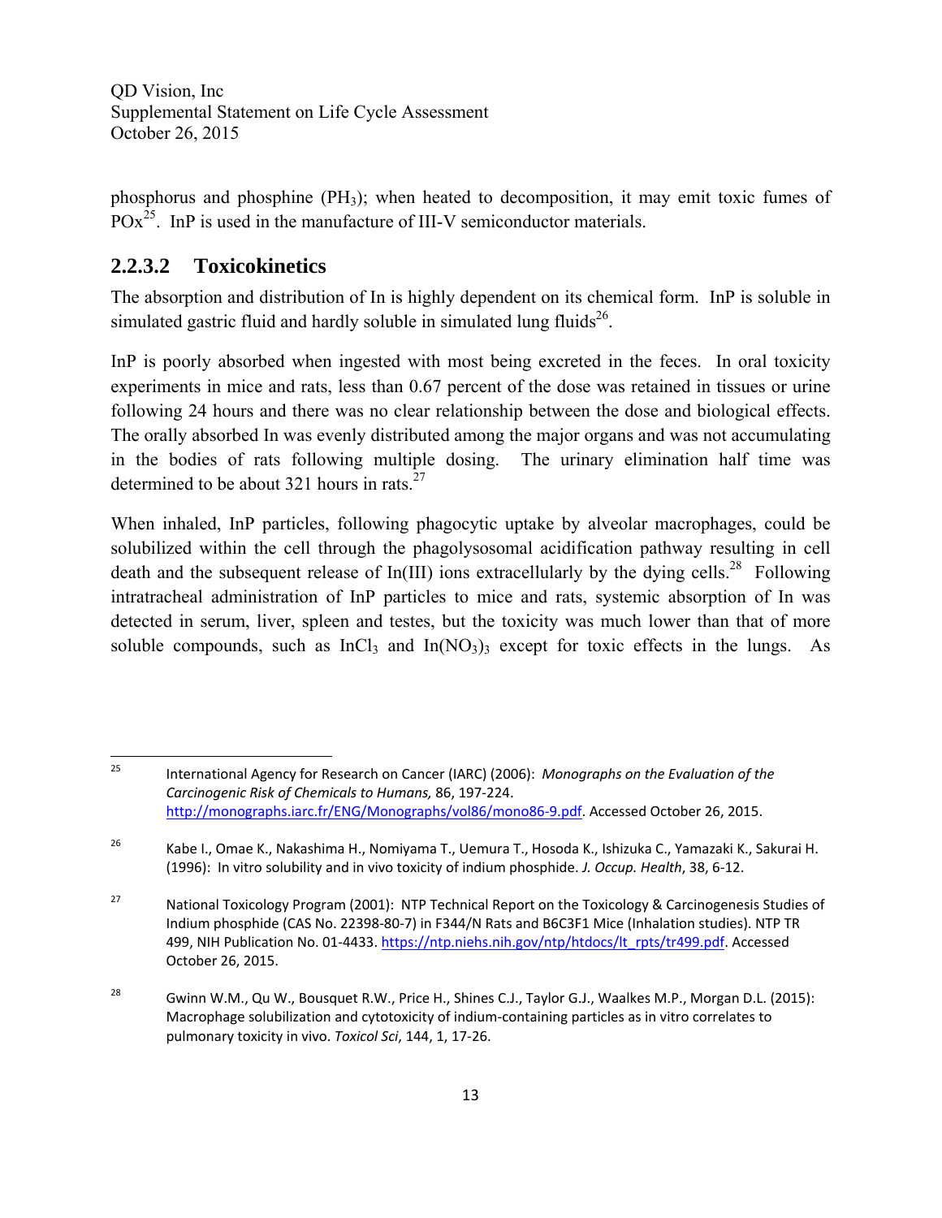phosphorus and phosphine ($PH_3$); when heated to decomposition, it may emit toxic fumes of POx[25]. InP is used in the manufacture of III-V semiconductor materials.

### 2.2.3.2 Toxicokinetics

The absorption and distribution of In is highly dependent on its chemical form. InP is soluble in simulated gastric fluid and hardly soluble in simulated lung fluids[26].

InP is poorly absorbed when ingested with most being excreted in the feces. In oral toxicity experiments in mice and rats, less than 0.67 percent of the dose was retained in tissues or urine following 24 hours and there was no clear relationship between the dose and biological effects. The orally absorbed In was evenly distributed among the major organs and was not accumulating in the bodies of rats following multiple dosing. The urinary elimination half time was determined to be about 321 hours in rats.[27]

When inhaled, InP particles, following phagocytic uptake by alveolar macrophages, could be solubilized within the cell through the phagolysosomal acidification pathway resulting in cell death and the subsequent release of In(III) ions extracellularly by the dying cells.[28] Following intratracheal administration of InP particles to mice and rats, systemic absorption of In was detected in serum, liver, spleen and testes, but the toxicity was much lower than that of more soluble compounds, such as $InCl_3$ and $In(NO_3)_3$ except for toxic effects in the lungs. As

---

[25] International Agency for Research on Cancer (IARC) (2006): *Monographs on the Evaluation of the Carcinogenic Risk of Chemicals to Humans,* 86, 197-224. http://monographs.iarc.fr/ENG/Monographs/vol86/mono86-9.pdf. Accessed October 26, 2015.

[26] Kabe I., Omae K., Nakashima H., Nomiyama T., Uemura T., Hosoda K., Ishizuka C., Yamazaki K., Sakurai H. (1996): In vitro solubility and in vivo toxicity of indium phosphide. *J. Occup. Health*, 38, 6-12.

[27] National Toxicology Program (2001): NTP Technical Report on the Toxicology & Carcinogenesis Studies of Indium phosphide (CAS No. 22398-80-7) in F344/N Rats and B6C3F1 Mice (Inhalation studies). NTP TR 499, NIH Publication No. 01-4433. https://ntp.niehs.nih.gov/ntp/htdocs/lt_rpts/tr499.pdf. Accessed October 26, 2015.

[28] Gwinn W.M., Qu W., Bousquet R.W., Price H., Shines C.J., Taylor G.J., Waalkes M.P., Morgan D.L. (2015): Macrophage solubilization and cytotoxicity of indium-containing particles as in vitro correlates to pulmonary toxicity in vivo. *Toxicol Sci*, 144, 1, 17-26.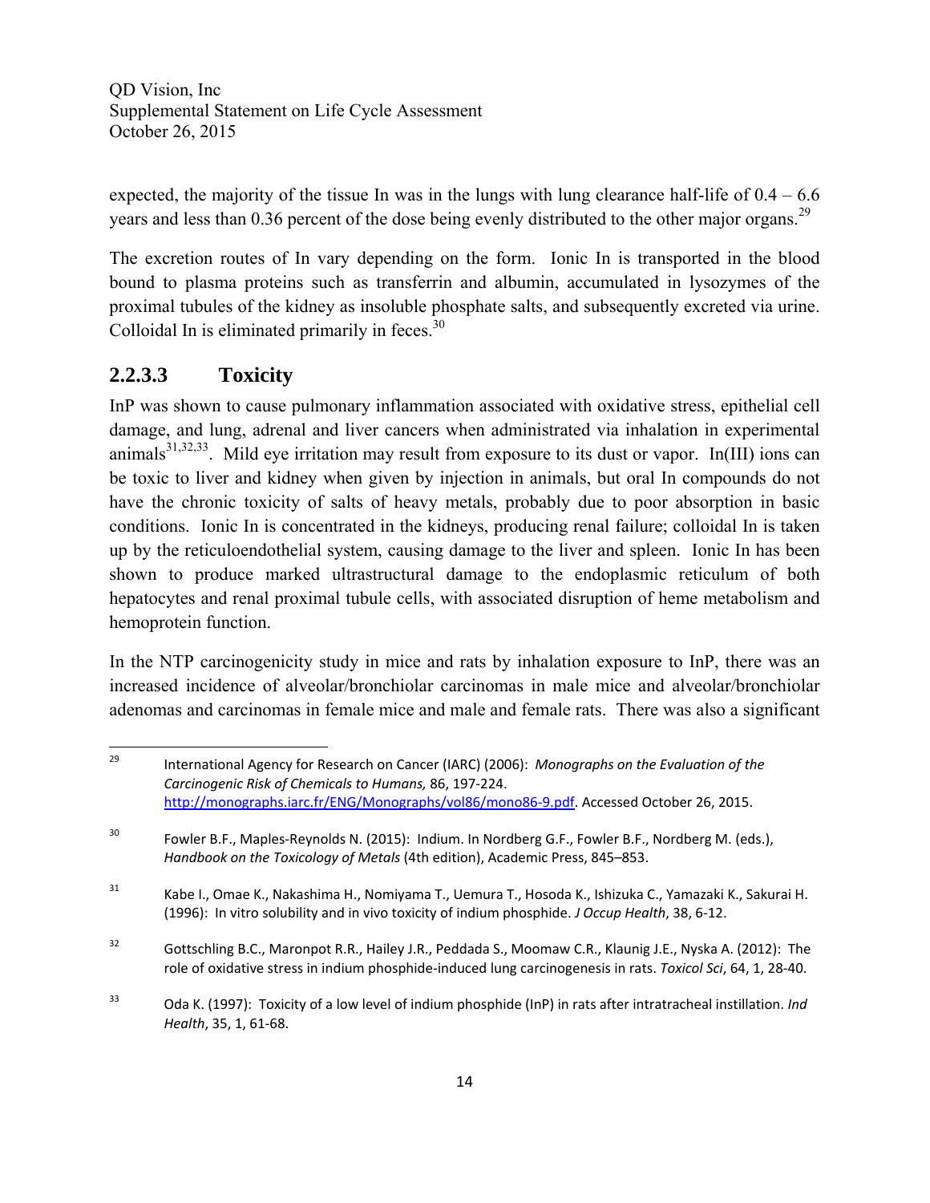expected, the majority of the tissue In was in the lungs with lung clearance half-life of 0.4 – 6.6 years and less than 0.36 percent of the dose being evenly distributed to the other major organs.[29]

The excretion routes of In vary depending on the form. Ionic In is transported in the blood bound to plasma proteins such as transferrin and albumin, accumulated in lysozymes of the proximal tubules of the kidney as insoluble phosphate salts, and subsequently excreted via urine. Colloidal In is eliminated primarily in feces.[30]

### 2.2.3.3 Toxicity

InP was shown to cause pulmonary inflammation associated with oxidative stress, epithelial cell damage, and lung, adrenal and liver cancers when administrated via inhalation in experimental animals[31,32,33]. Mild eye irritation may result from exposure to its dust or vapor. In(III) ions can be toxic to liver and kidney when given by injection in animals, but oral In compounds do not have the chronic toxicity of salts of heavy metals, probably due to poor absorption in basic conditions. Ionic In is concentrated in the kidneys, producing renal failure; colloidal In is taken up by the reticuloendothelial system, causing damage to the liver and spleen. Ionic In has been shown to produce marked ultrastructural damage to the endoplasmic reticulum of both hepatocytes and renal proximal tubule cells, with associated disruption of heme metabolism and hemoprotein function.

In the NTP carcinogenicity study in mice and rats by inhalation exposure to InP, there was an increased incidence of alveolar/bronchiolar carcinomas in male mice and alveolar/bronchiolar adenomas and carcinomas in female mice and male and female rats. There was also a significant

---

[29] International Agency for Research on Cancer (IARC) (2006): *Monographs on the Evaluation of the Carcinogenic Risk of Chemicals to Humans,* 86, 197-224. http://monographs.iarc.fr/ENG/Monographs/vol86/mono86-9.pdf. Accessed October 26, 2015.

[30] Fowler B.F., Maples-Reynolds N. (2015): Indium. In Nordberg G.F., Fowler B.F., Nordberg M. (eds.), *Handbook on the Toxicology of Metals* (4th edition), Academic Press, 845–853.

[31] Kabe I., Omae K., Nakashima H., Nomiyama T., Uemura T., Hosoda K., Ishizuka C., Yamazaki K., Sakurai H. (1996): In vitro solubility and in vivo toxicity of indium phosphide. *J Occup Health*, 38, 6-12.

[32] Gottschling B.C., Maronpot R.R., Hailey J.R., Peddada S., Moomaw C.R., Klaunig J.E., Nyska A. (2012): The role of oxidative stress in indium phosphide-induced lung carcinogenesis in rats. *Toxicol Sci*, 64, 1, 28-40.

[33] Oda K. (1997): Toxicity of a low level of indium phosphide (InP) in rats after intratracheal instillation. *Ind Health*, 35, 1, 61-68.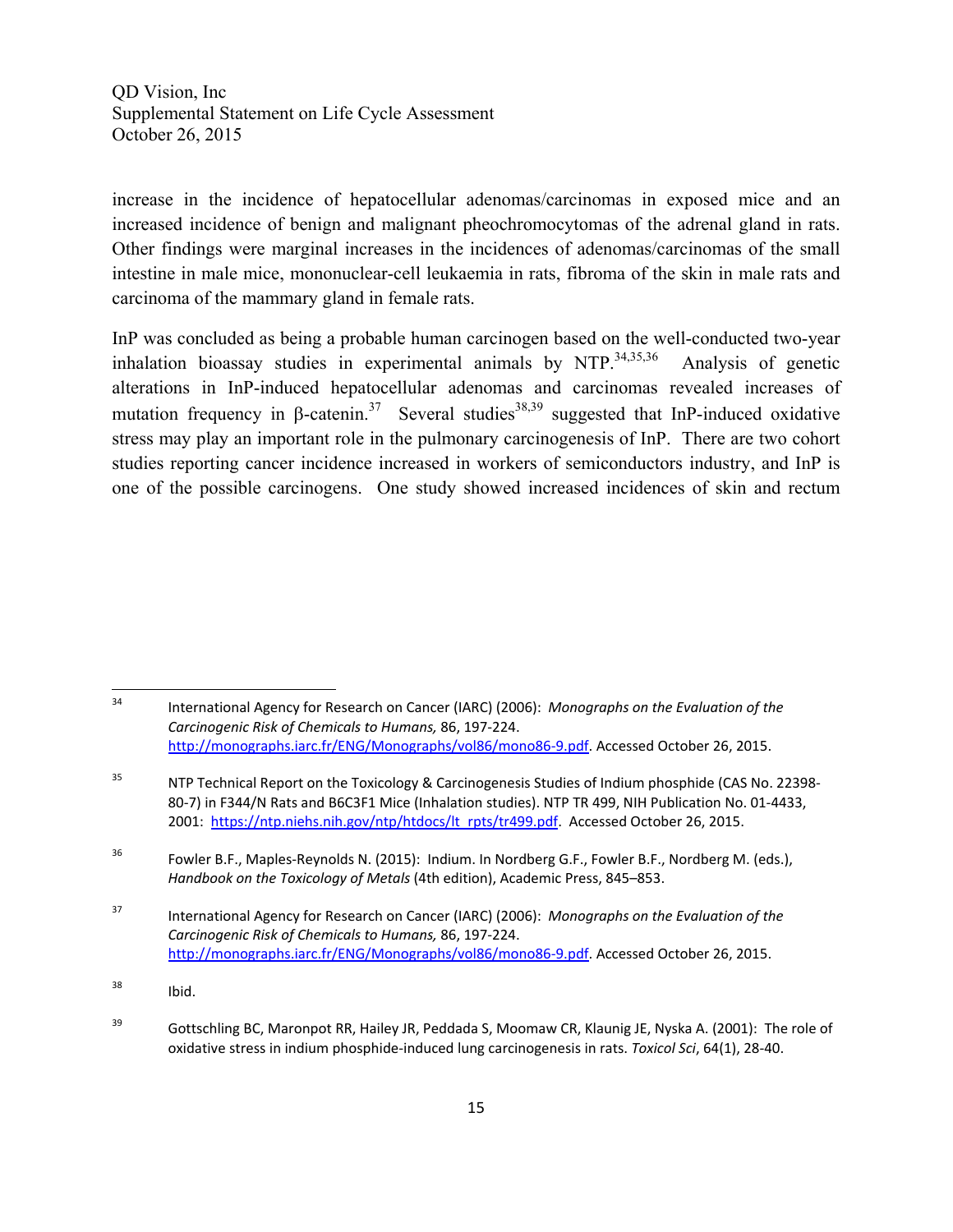increase in the incidence of hepatocellular adenomas/carcinomas in exposed mice and an increased incidence of benign and malignant pheochromocytomas of the adrenal gland in rats. Other findings were marginal increases in the incidences of adenomas/carcinomas of the small intestine in male mice, mononuclear-cell leukaemia in rats, fibroma of the skin in male rats and carcinoma of the mammary gland in female rats.

InP was concluded as being a probable human carcinogen based on the well-conducted two-year inhalation bioassay studies in experimental animals by NTP.[34,35,36] Analysis of genetic alterations in InP-induced hepatocellular adenomas and carcinomas revealed increases of mutation frequency in β-catenin.[37] Several studies[38,39] suggested that InP-induced oxidative stress may play an important role in the pulmonary carcinogenesis of InP. There are two cohort studies reporting cancer incidence increased in workers of semiconductors industry, and InP is one of the possible carcinogens. One study showed increased incidences of skin and rectum

---

[34] International Agency for Research on Cancer (IARC) (2006): *Monographs on the Evaluation of the Carcinogenic Risk of Chemicals to Humans,* 86, 197-224. http://monographs.iarc.fr/ENG/Monographs/vol86/mono86-9.pdf. Accessed October 26, 2015.

[35] NTP Technical Report on the Toxicology & Carcinogenesis Studies of Indium phosphide (CAS No. 22398-80-7) in F344/N Rats and B6C3F1 Mice (Inhalation studies). NTP TR 499, NIH Publication No. 01-4433, 2001: https://ntp.niehs.nih.gov/ntp/htdocs/lt_rpts/tr499.pdf. Accessed October 26, 2015.

[36] Fowler B.F., Maples-Reynolds N. (2015): Indium. In Nordberg G.F., Fowler B.F., Nordberg M. (eds.), *Handbook on the Toxicology of Metals* (4th edition), Academic Press, 845–853.

[37] International Agency for Research on Cancer (IARC) (2006): *Monographs on the Evaluation of the Carcinogenic Risk of Chemicals to Humans,* 86, 197-224. http://monographs.iarc.fr/ENG/Monographs/vol86/mono86-9.pdf. Accessed October 26, 2015.

[38] Ibid.

[39] Gottschling BC, Maronpot RR, Hailey JR, Peddada S, Moomaw CR, Klaunig JE, Nyska A. (2001): The role of oxidative stress in indium phosphide-induced lung carcinogenesis in rats. *Toxicol Sci*, 64(1), 28-40.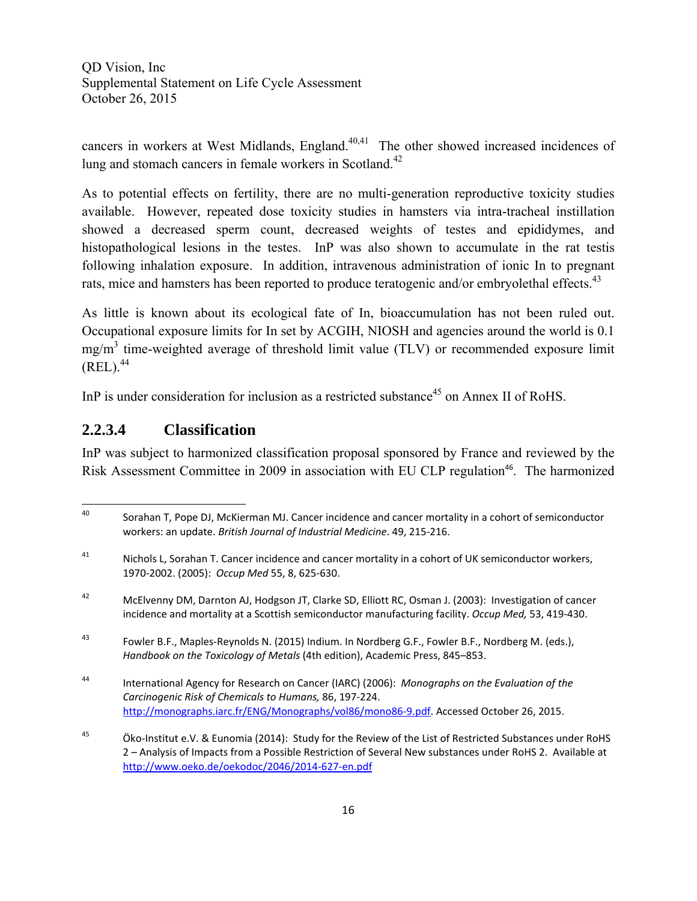cancers in workers at West Midlands, England.[40,41] The other showed increased incidences of lung and stomach cancers in female workers in Scotland.[42]

As to potential effects on fertility, there are no multi-generation reproductive toxicity studies available. However, repeated dose toxicity studies in hamsters via intra-tracheal instillation showed a decreased sperm count, decreased weights of testes and epididymes, and histopathological lesions in the testes. InP was also shown to accumulate in the rat testis following inhalation exposure. In addition, intravenous administration of ionic In to pregnant rats, mice and hamsters has been reported to produce teratogenic and/or embryolethal effects.[43]

As little is known about its ecological fate of In, bioaccumulation has not been ruled out. Occupational exposure limits for In set by ACGIH, NIOSH and agencies around the world is 0.1 $mg/m^3$ time-weighted average of threshold limit value (TLV) or recommended exposure limit (REL).[44]

InP is under consideration for inclusion as a restricted substance[45] on Annex II of RoHS.

### 2.2.3.4 Classification

InP was subject to harmonized classification proposal sponsored by France and reviewed by the Risk Assessment Committee in 2009 in association with EU CLP regulation[46]. The harmonized

---

[40] Sorahan T, Pope DJ, McKierman MJ. Cancer incidence and cancer mortality in a cohort of semiconductor workers: an update. *British Journal of Industrial Medicine*. 49, 215-216.

[41] Nichols L, Sorahan T. Cancer incidence and cancer mortality in a cohort of UK semiconductor workers, 1970-2002. (2005): *Occup Med* 55, 8, 625-630.

[42] McElvenny DM, Darnton AJ, Hodgson JT, Clarke SD, Elliott RC, Osman J. (2003): Investigation of cancer incidence and mortality at a Scottish semiconductor manufacturing facility. *Occup Med,* 53, 419-430.

[43] Fowler B.F., Maples-Reynolds N. (2015) Indium. In Nordberg G.F., Fowler B.F., Nordberg M. (eds.), *Handbook on the Toxicology of Metals* (4th edition), Academic Press, 845–853.

[44] International Agency for Research on Cancer (IARC) (2006): *Monographs on the Evaluation of the Carcinogenic Risk of Chemicals to Humans,* 86, 197-224. http://monographs.iarc.fr/ENG/Monographs/vol86/mono86-9.pdf. Accessed October 26, 2015.

[45] Öko-Institut e.V. & Eunomia (2014): Study for the Review of the List of Restricted Substances under RoHS 2 – Analysis of Impacts from a Possible Restriction of Several New substances under RoHS 2. Available at http://www.oeko.de/oekodoc/2046/2014-627-en.pdf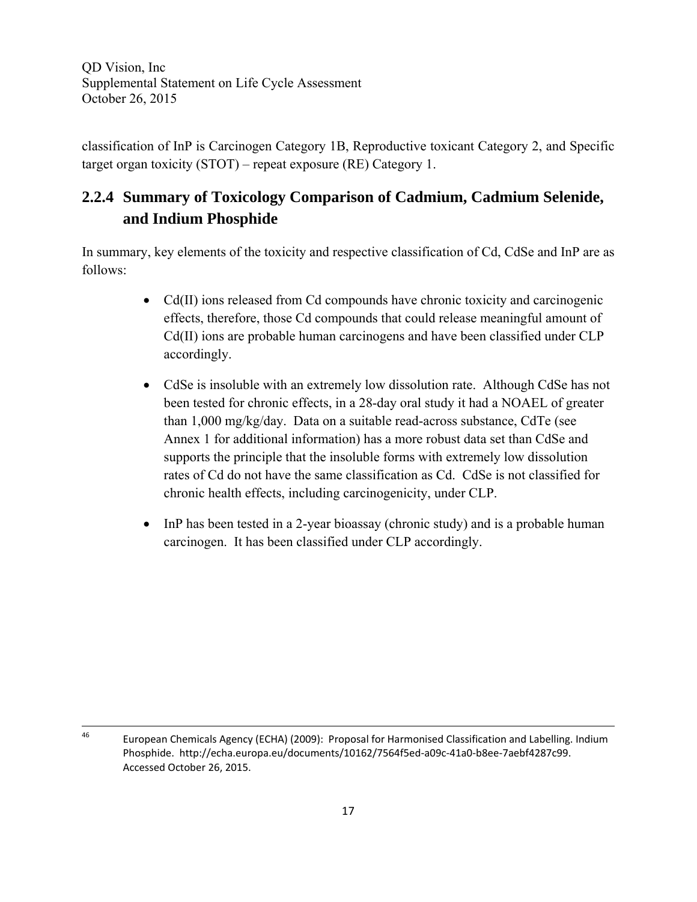classification of InP is Carcinogen Category 1B, Reproductive toxicant Category 2, and Specific target organ toxicity (STOT) – repeat exposure (RE) Category 1.

### 2.2.4 Summary of Toxicology Comparison of Cadmium, Cadmium Selenide, and Indium Phosphide

In summary, key elements of the toxicity and respective classification of Cd, CdSe and InP are as follows:

- Cd(II) ions released from Cd compounds have chronic toxicity and carcinogenic effects, therefore, those Cd compounds that could release meaningful amount of Cd(II) ions are probable human carcinogens and have been classified under CLP accordingly.
- CdSe is insoluble with an extremely low dissolution rate. Although CdSe has not been tested for chronic effects, in a 28-day oral study it had a NOAEL of greater than 1,000 mg/kg/day. Data on a suitable read-across substance, CdTe (see Annex 1 for additional information) has a more robust data set than CdSe and supports the principle that the insoluble forms with extremely low dissolution rates of Cd do not have the same classification as Cd. CdSe is not classified for chronic health effects, including carcinogenicity, under CLP.
- InP has been tested in a 2-year bioassay (chronic study) and is a probable human carcinogen. It has been classified under CLP accordingly.

---

[46] European Chemicals Agency (ECHA) (2009): Proposal for Harmonised Classification and Labelling. Indium Phosphide. http://echa.europa.eu/documents/10162/7564f5ed-a09c-41a0-b8ee-7aebf4287c99. Accessed October 26, 2015.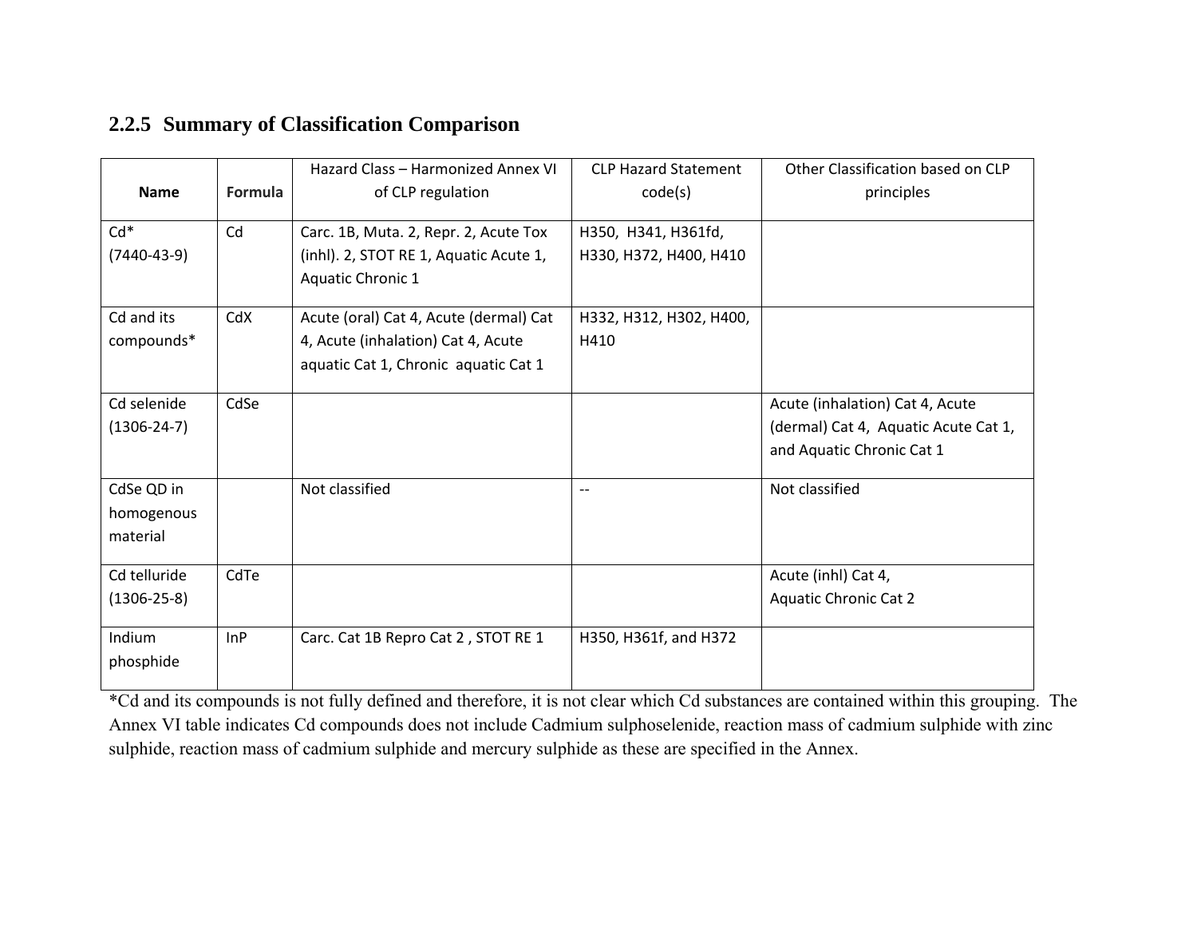### 2.2.5 Summary of Classification Comparison

| Name | Formula | Hazard Class – Harmonized Annex VI of CLP regulation | CLP Hazard Statement code(s) | Other Classification based on CLP principles |
|---|---|---|---|---|
| Cd* (7440-43-9) | Cd | Carc. 1B, Muta. 2, Repr. 2, Acute Tox (inhl). 2, STOT RE 1, Aquatic Acute 1, Aquatic Chronic 1 | H350, H341, H361fd, H330, H372, H400, H410 | |
| Cd and its compounds* | CdX | Acute (oral) Cat 4, Acute (dermal) Cat 4, Acute (inhalation) Cat 4, Acute aquatic Cat 1, Chronic aquatic Cat 1 | H332, H312, H302, H400, H410 | |
| Cd selenide (1306-24-7) | CdSe | | | Acute (inhalation) Cat 4, Acute (dermal) Cat 4, Aquatic Acute Cat 1, and Aquatic Chronic Cat 1 |
| CdSe QD in homogenous material | | Not classified | -- | Not classified |
| Cd telluride (1306-25-8) | CdTe | | | Acute (inhl) Cat 4, Aquatic Chronic Cat 2 |
| Indium phosphide | InP | Carc. Cat 1B Repro Cat 2 , STOT RE 1 | H350, H361f, and H372 | |

*Cd and its compounds is not fully defined and therefore, it is not clear which Cd substances are contained within this grouping. The Annex VI table indicates Cd compounds does not include Cadmium sulphoselenide, reaction mass of cadmium sulphide with zinc sulphide, reaction mass of cadmium sulphide and mercury sulphide as these are specified in the Annex.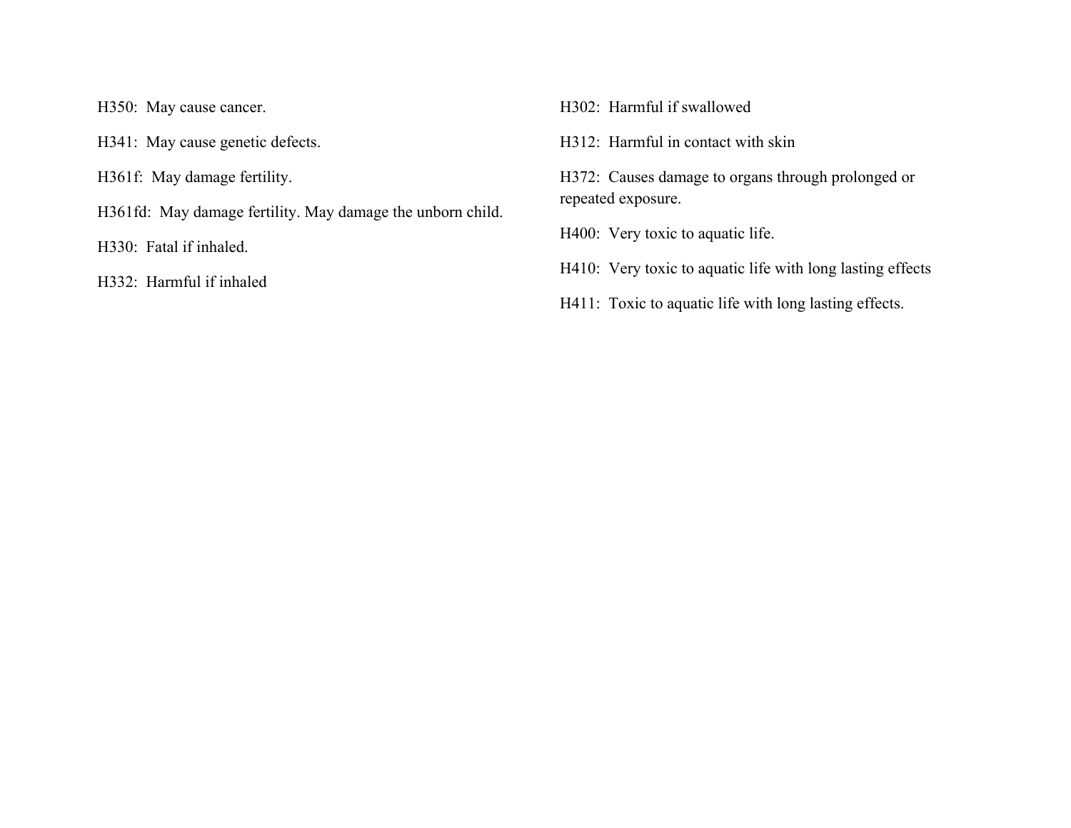H350:  May cause cancer.

H341:  May cause genetic defects.

H361f:  May damage fertility.

H361fd:  May damage fertility. May damage the unborn child.

H330:  Fatal if inhaled.

H332:  Harmful if inhaled

H302:  Harmful if swallowed

H312:  Harmful in contact with skin

H372:  Causes damage to organs through prolonged or repeated exposure.

H400:  Very toxic to aquatic life.

H410:  Very toxic to aquatic life with long lasting effects

H411:  Toxic to aquatic life with long lasting effects.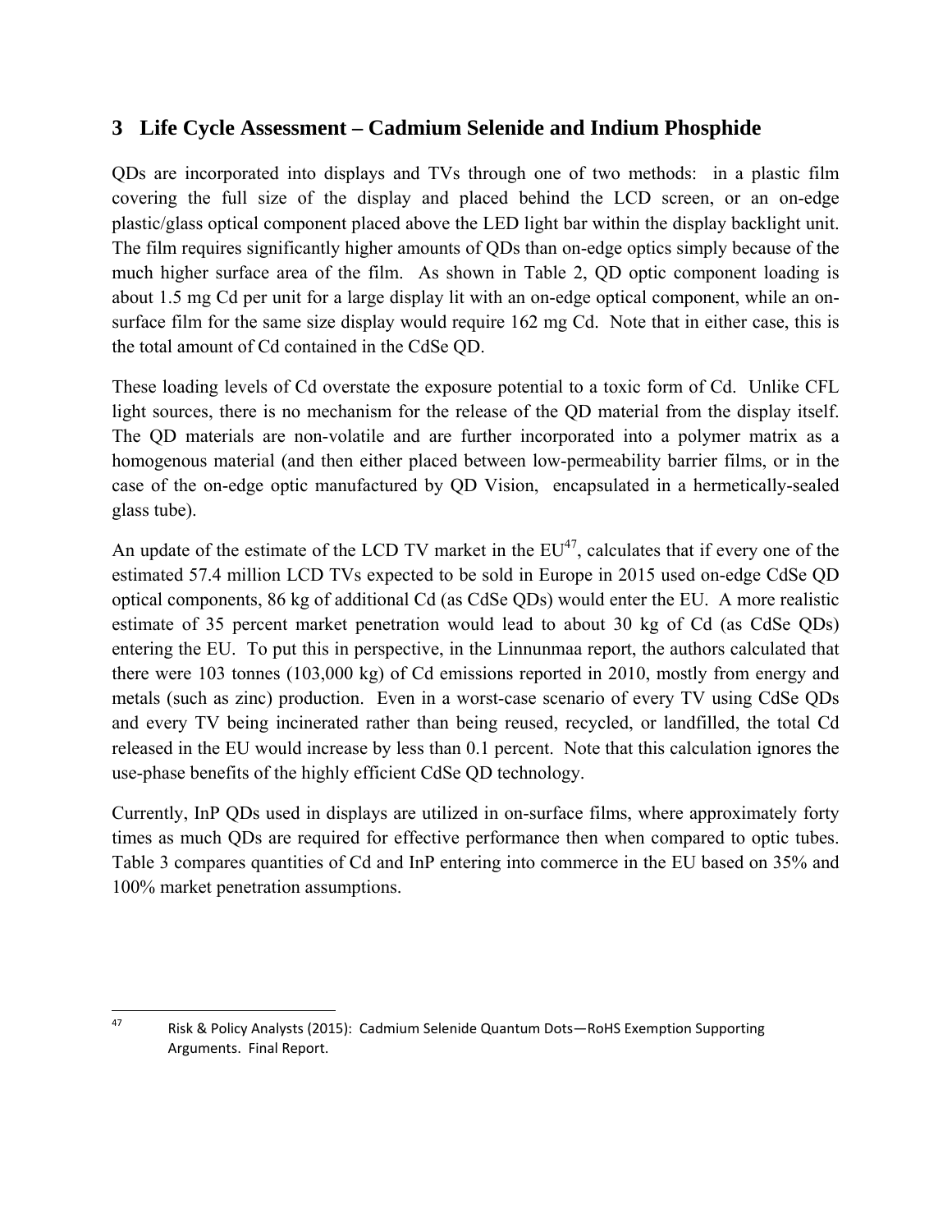# 3 Life Cycle Assessment – Cadmium Selenide and Indium Phosphide

QDs are incorporated into displays and TVs through one of two methods: in a plastic film covering the full size of the display and placed behind the LCD screen, or an on-edge plastic/glass optical component placed above the LED light bar within the display backlight unit. The film requires significantly higher amounts of QDs than on-edge optics simply because of the much higher surface area of the film. As shown in Table 2, QD optic component loading is about 1.5 mg Cd per unit for a large display lit with an on-edge optical component, while an on-surface film for the same size display would require 162 mg Cd. Note that in either case, this is the total amount of Cd contained in the CdSe QD.

These loading levels of Cd overstate the exposure potential to a toxic form of Cd. Unlike CFL light sources, there is no mechanism for the release of the QD material from the display itself. The QD materials are non-volatile and are further incorporated into a polymer matrix as a homogenous material (and then either placed between low-permeability barrier films, or in the case of the on-edge optic manufactured by QD Vision, encapsulated in a hermetically-sealed glass tube).

An update of the estimate of the LCD TV market in the EU[47], calculates that if every one of the estimated 57.4 million LCD TVs expected to be sold in Europe in 2015 used on-edge CdSe QD optical components, 86 kg of additional Cd (as CdSe QDs) would enter the EU. A more realistic estimate of 35 percent market penetration would lead to about 30 kg of Cd (as CdSe QDs) entering the EU. To put this in perspective, in the Linnunmaa report, the authors calculated that there were 103 tonnes (103,000 kg) of Cd emissions reported in 2010, mostly from energy and metals (such as zinc) production. Even in a worst-case scenario of every TV using CdSe QDs and every TV being incinerated rather than being reused, recycled, or landfilled, the total Cd released in the EU would increase by less than 0.1 percent. Note that this calculation ignores the use-phase benefits of the highly efficient CdSe QD technology.

Currently, InP QDs used in displays are utilized in on-surface films, where approximately forty times as much QDs are required for effective performance then when compared to optic tubes. Table 3 compares quantities of Cd and InP entering into commerce in the EU based on 35% and 100% market penetration assumptions.

[47] Risk & Policy Analysts (2015): Cadmium Selenide Quantum Dots—RoHS Exemption Supporting Arguments. Final Report.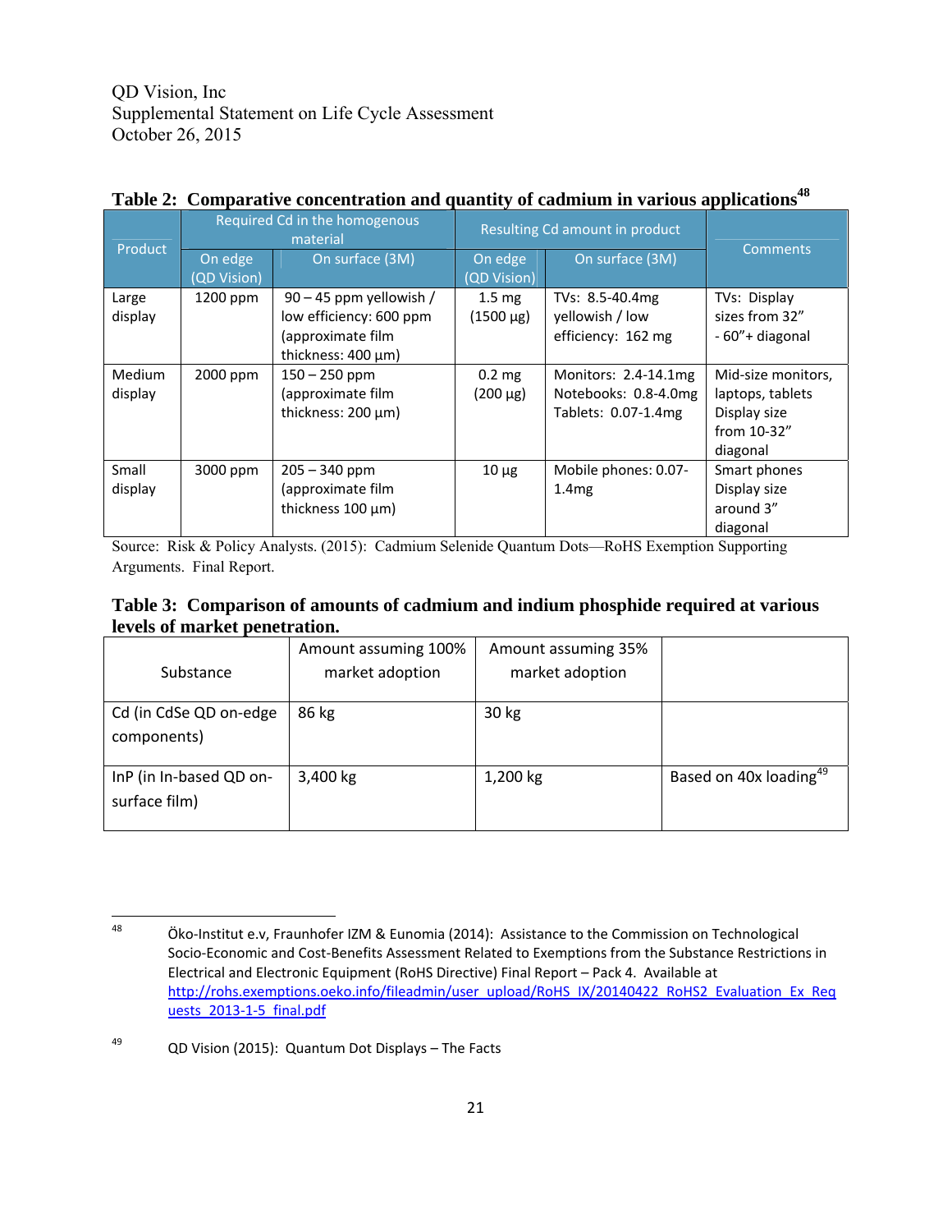QD Vision, Inc
Supplemental Statement on Life Cycle Assessment
October 26, 2015

**Table 2: Comparative concentration and quantity of cadmium in various applications**[48]

| Product | Required Cd in the homogenous material | | Resulting Cd amount in product | | Comments |
|---|---|---|---|---|---|
| | On edge (QD Vision) | On surface (3M) | On edge (QD Vision) | On surface (3M) | |
| Large display | 1200 ppm | 90 – 45 ppm yellowish / low efficiency: 600 ppm (approximate film thickness: 400 µm) | 1.5 mg (1500 µg) | TVs: 8.5-40.4mg yellowish / low efficiency: 162 mg | TVs: Display sizes from 32" - 60"+ diagonal |
| Medium display | 2000 ppm | 150 – 250 ppm (approximate film thickness: 200 µm) | 0.2 mg (200 µg) | Monitors: 2.4-14.1mg Notebooks: 0.8-4.0mg Tablets: 0.07-1.4mg | Mid-size monitors, laptops, tablets Display size from 10-32" diagonal |
| Small display | 3000 ppm | 205 – 340 ppm (approximate film thickness 100 µm) | 10 µg | Mobile phones: 0.07-1.4mg | Smart phones Display size around 3" diagonal |

Source: Risk & Policy Analysts. (2015): Cadmium Selenide Quantum Dots—RoHS Exemption Supporting Arguments. Final Report.

**Table 3: Comparison of amounts of cadmium and indium phosphide required at various levels of market penetration.**

| Substance | Amount assuming 100% market adoption | Amount assuming 35% market adoption | |
|---|---|---|---|
| Cd (in CdSe QD on-edge components) | 86 kg | 30 kg | |
| InP (in In-based QD on-surface film) | 3,400 kg | 1,200 kg | Based on 40x loading[49] |

---

[48] Öko-Institut e.v, Fraunhofer IZM & Eunomia (2014): Assistance to the Commission on Technological Socio-Economic and Cost-Benefits Assessment Related to Exemptions from the Substance Restrictions in Electrical and Electronic Equipment (RoHS Directive) Final Report – Pack 4. Available at http://rohs.exemptions.oeko.info/fileadmin/user_upload/RoHS_IX/20140422_RoHS2_Evaluation_Ex_Requests_2013-1-5_final.pdf

[49] QD Vision (2015): Quantum Dot Displays – The Facts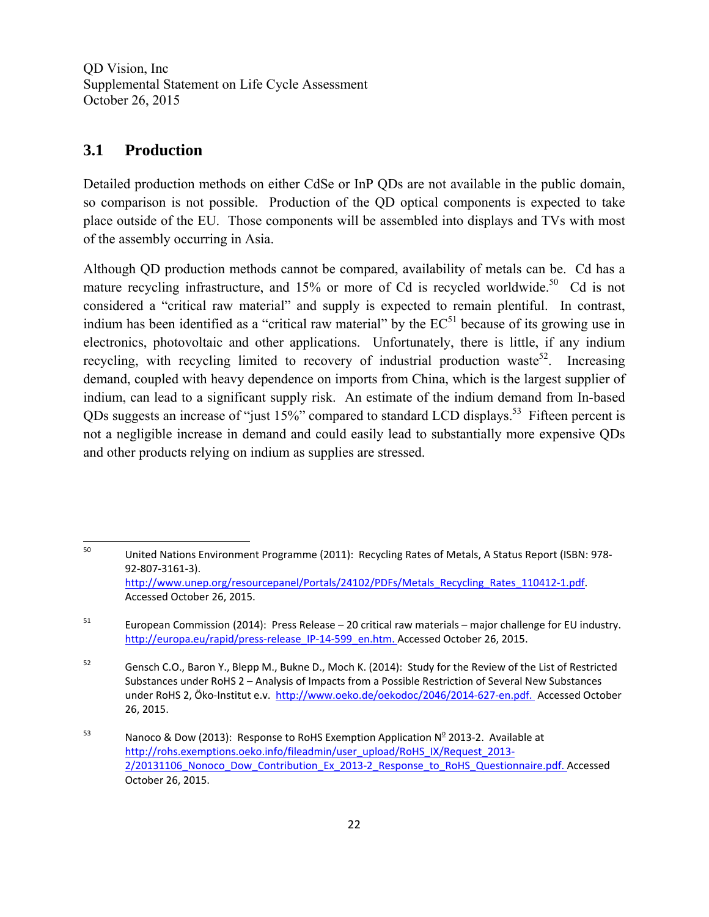## 3.1 Production

Detailed production methods on either CdSe or InP QDs are not available in the public domain, so comparison is not possible. Production of the QD optical components is expected to take place outside of the EU. Those components will be assembled into displays and TVs with most of the assembly occurring in Asia.

Although QD production methods cannot be compared, availability of metals can be. Cd has a mature recycling infrastructure, and 15% or more of Cd is recycled worldwide.[50] Cd is not considered a "critical raw material" and supply is expected to remain plentiful. In contrast, indium has been identified as a "critical raw material" by the EC[51] because of its growing use in electronics, photovoltaic and other applications. Unfortunately, there is little, if any indium recycling, with recycling limited to recovery of industrial production waste[52]. Increasing demand, coupled with heavy dependence on imports from China, which is the largest supplier of indium, can lead to a significant supply risk. An estimate of the indium demand from In-based QDs suggests an increase of "just 15%" compared to standard LCD displays.[53] Fifteen percent is not a negligible increase in demand and could easily lead to substantially more expensive QDs and other products relying on indium as supplies are stressed.

---

[50] United Nations Environment Programme (2011): Recycling Rates of Metals, A Status Report (ISBN: 978-92-807-3161-3). http://www.unep.org/resourcepanel/Portals/24102/PDFs/Metals_Recycling_Rates_110412-1.pdf. Accessed October 26, 2015.

[51] European Commission (2014): Press Release – 20 critical raw materials – major challenge for EU industry. http://europa.eu/rapid/press-release_IP-14-599_en.htm. Accessed October 26, 2015.

[52] Gensch C.O., Baron Y., Blepp M., Bukne D., Moch K. (2014): Study for the Review of the List of Restricted Substances under RoHS 2 – Analysis of Impacts from a Possible Restriction of Several New Substances under RoHS 2, Öko-Institut e.v. http://www.oeko.de/oekodoc/2046/2014-627-en.pdf. Accessed October 26, 2015.

[53] Nanoco & Dow (2013): Response to RoHS Exemption Application Nº 2013-2. Available at http://rohs.exemptions.oeko.info/fileadmin/user_upload/RoHS_IX/Request_2013-2/20131106_Nonoco_Dow_Contribution_Ex_2013-2_Response_to_RoHS_Questionnaire.pdf. Accessed October 26, 2015.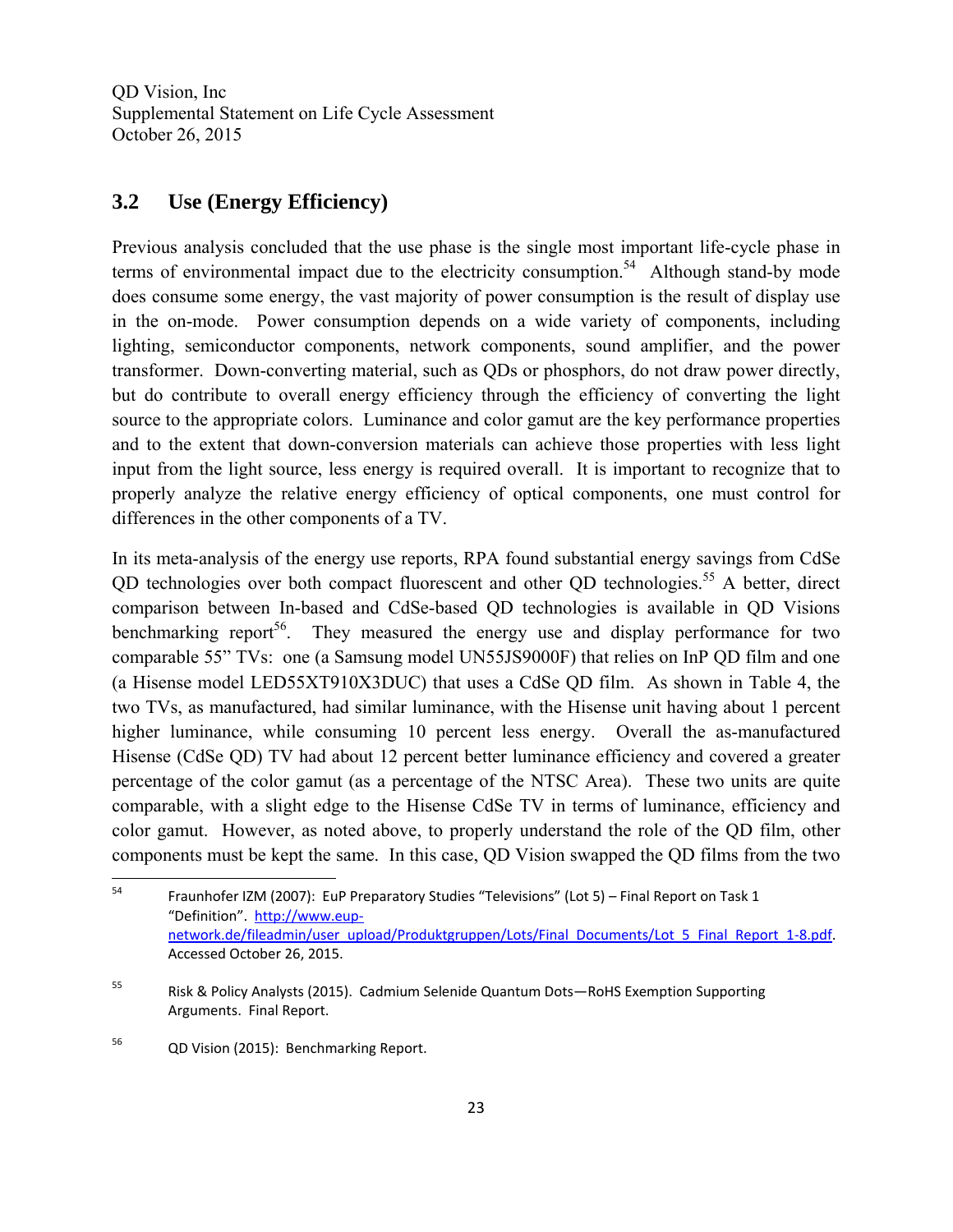## 3.2 Use (Energy Efficiency)

Previous analysis concluded that the use phase is the single most important life-cycle phase in terms of environmental impact due to the electricity consumption.[54] Although stand-by mode does consume some energy, the vast majority of power consumption is the result of display use in the on-mode. Power consumption depends on a wide variety of components, including lighting, semiconductor components, network components, sound amplifier, and the power transformer. Down-converting material, such as QDs or phosphors, do not draw power directly, but do contribute to overall energy efficiency through the efficiency of converting the light source to the appropriate colors. Luminance and color gamut are the key performance properties and to the extent that down-conversion materials can achieve those properties with less light input from the light source, less energy is required overall. It is important to recognize that to properly analyze the relative energy efficiency of optical components, one must control for differences in the other components of a TV.

In its meta-analysis of the energy use reports, RPA found substantial energy savings from CdSe QD technologies over both compact fluorescent and other QD technologies.[55] A better, direct comparison between In-based and CdSe-based QD technologies is available in QD Visions benchmarking report[56]. They measured the energy use and display performance for two comparable 55" TVs: one (a Samsung model UN55JS9000F) that relies on InP QD film and one (a Hisense model LED55XT910X3DUC) that uses a CdSe QD film. As shown in Table 4, the two TVs, as manufactured, had similar luminance, with the Hisense unit having about 1 percent higher luminance, while consuming 10 percent less energy. Overall the as-manufactured Hisense (CdSe QD) TV had about 12 percent better luminance efficiency and covered a greater percentage of the color gamut (as a percentage of the NTSC Area). These two units are quite comparable, with a slight edge to the Hisense CdSe TV in terms of luminance, efficiency and color gamut. However, as noted above, to properly understand the role of the QD film, other components must be kept the same. In this case, QD Vision swapped the QD films from the two

---

[54] Fraunhofer IZM (2007): EuP Preparatory Studies "Televisions" (Lot 5) – Final Report on Task 1 "Definition". http://www.eup-network.de/fileadmin/user_upload/Produktgruppen/Lots/Final_Documents/Lot_5_Final_Report_1-8.pdf. Accessed October 26, 2015.

[55] Risk & Policy Analysts (2015). Cadmium Selenide Quantum Dots—RoHS Exemption Supporting Arguments. Final Report.

[56] QD Vision (2015): Benchmarking Report.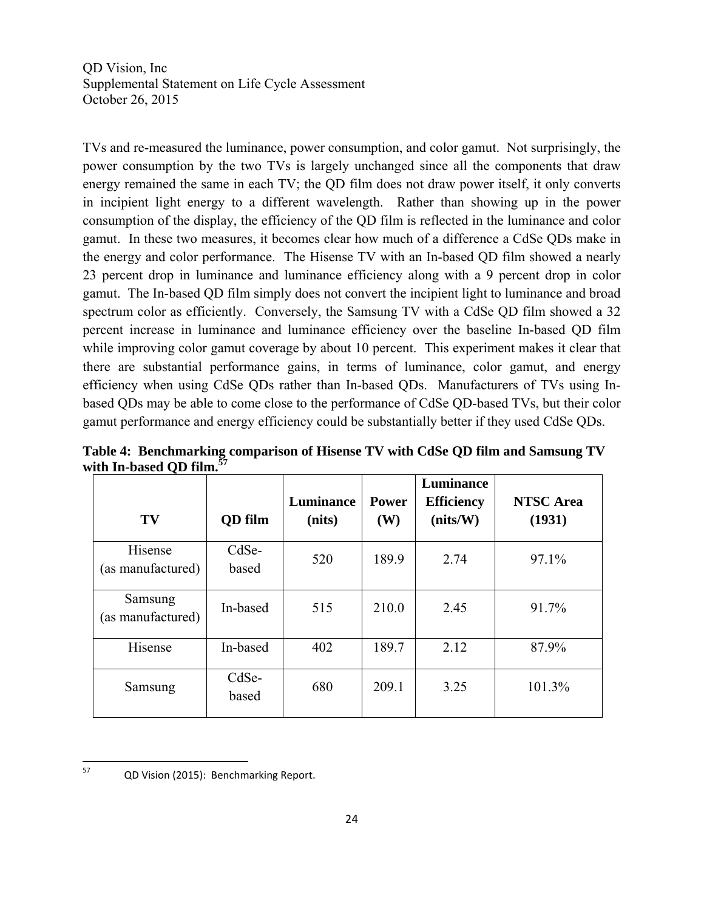TVs and re-measured the luminance, power consumption, and color gamut. Not surprisingly, the power consumption by the two TVs is largely unchanged since all the components that draw energy remained the same in each TV; the QD film does not draw power itself, it only converts in incipient light energy to a different wavelength. Rather than showing up in the power consumption of the display, the efficiency of the QD film is reflected in the luminance and color gamut. In these two measures, it becomes clear how much of a difference a CdSe QDs make in the energy and color performance. The Hisense TV with an In-based QD film showed a nearly 23 percent drop in luminance and luminance efficiency along with a 9 percent drop in color gamut. The In-based QD film simply does not convert the incipient light to luminance and broad spectrum color as efficiently. Conversely, the Samsung TV with a CdSe QD film showed a 32 percent increase in luminance and luminance efficiency over the baseline In-based QD film while improving color gamut coverage by about 10 percent. This experiment makes it clear that there are substantial performance gains, in terms of luminance, color gamut, and energy efficiency when using CdSe QDs rather than In-based QDs. Manufacturers of TVs using In-based QDs may be able to come close to the performance of CdSe QD-based TVs, but their color gamut performance and energy efficiency could be substantially better if they used CdSe QDs.

**Table 4: Benchmarking comparison of Hisense TV with CdSe QD film and Samsung TV with In-based QD film.**[57]

| TV | QD film | Luminance (nits) | Power (W) | Luminance Efficiency (nits/W) | NTSC Area (1931) |
|---|---|---|---|---|---|
| Hisense (as manufactured) | CdSe-based | 520 | 189.9 | 2.74 | 97.1% |
| Samsung (as manufactured) | In-based | 515 | 210.0 | 2.45 | 91.7% |
| Hisense | In-based | 402 | 189.7 | 2.12 | 87.9% |
| Samsung | CdSe-based | 680 | 209.1 | 3.25 | 101.3% |

[57] QD Vision (2015): Benchmarking Report.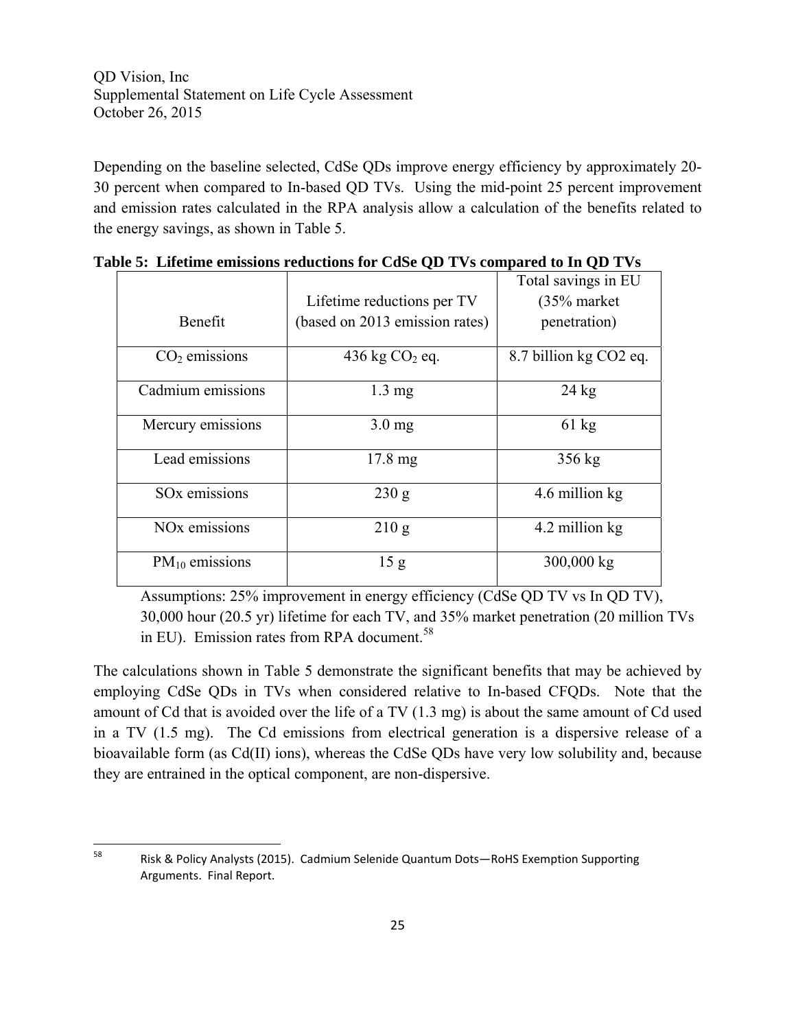Depending on the baseline selected, CdSe QDs improve energy efficiency by approximately 20-30 percent when compared to In-based QD TVs. Using the mid-point 25 percent improvement and emission rates calculated in the RPA analysis allow a calculation of the benefits related to the energy savings, as shown in Table 5.

**Table 5: Lifetime emissions reductions for CdSe QD TVs compared to In QD TVs**

| Benefit | Lifetime reductions per TV (based on 2013 emission rates) | Total savings in EU (35% market penetration) |
|---|---|---|
| $CO_2$ emissions | 436 kg $CO_2$ eq. | 8.7 billion kg CO2 eq. |
| Cadmium emissions | 1.3 mg | 24 kg |
| Mercury emissions | 3.0 mg | 61 kg |
| Lead emissions | 17.8 mg | 356 kg |
| SOx emissions | 230 g | 4.6 million kg |
| NOx emissions | 210 g | 4.2 million kg |
| $PM_{10}$ emissions | 15 g | 300,000 kg |

Assumptions: 25% improvement in energy efficiency (CdSe QD TV vs In QD TV), 30,000 hour (20.5 yr) lifetime for each TV, and 35% market penetration (20 million TVs in EU). Emission rates from RPA document.[58]

The calculations shown in Table 5 demonstrate the significant benefits that may be achieved by employing CdSe QDs in TVs when considered relative to In-based CFQDs. Note that the amount of Cd that is avoided over the life of a TV (1.3 mg) is about the same amount of Cd used in a TV (1.5 mg). The Cd emissions from electrical generation is a dispersive release of a bioavailable form (as Cd(II) ions), whereas the CdSe QDs have very low solubility and, because they are entrained in the optical component, are non-dispersive.

[58] Risk & Policy Analysts (2015). Cadmium Selenide Quantum Dots—RoHS Exemption Supporting Arguments. Final Report.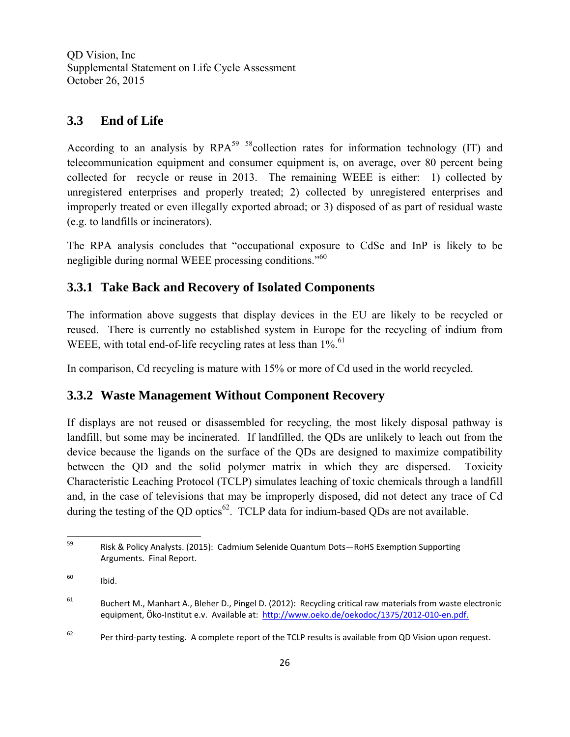## 3.3 End of Life

According to an analysis by RPA[59] [58]collection rates for information technology (IT) and telecommunication equipment and consumer equipment is, on average, over 80 percent being collected for recycle or reuse in 2013. The remaining WEEE is either: 1) collected by unregistered enterprises and properly treated; 2) collected by unregistered enterprises and improperly treated or even illegally exported abroad; or 3) disposed of as part of residual waste (e.g. to landfills or incinerators).

The RPA analysis concludes that "occupational exposure to CdSe and InP is likely to be negligible during normal WEEE processing conditions."[60]

### 3.3.1 Take Back and Recovery of Isolated Components

The information above suggests that display devices in the EU are likely to be recycled or reused. There is currently no established system in Europe for the recycling of indium from WEEE, with total end-of-life recycling rates at less than 1%.[61]

In comparison, Cd recycling is mature with 15% or more of Cd used in the world recycled.

### 3.3.2 Waste Management Without Component Recovery

If displays are not reused or disassembled for recycling, the most likely disposal pathway is landfill, but some may be incinerated. If landfilled, the QDs are unlikely to leach out from the device because the ligands on the surface of the QDs are designed to maximize compatibility between the QD and the solid polymer matrix in which they are dispersed. Toxicity Characteristic Leaching Protocol (TCLP) simulates leaching of toxic chemicals through a landfill and, in the case of televisions that may be improperly disposed, did not detect any trace of Cd during the testing of the QD optics[62]. TCLP data for indium-based QDs are not available.

---

[59] Risk & Policy Analysts. (2015): Cadmium Selenide Quantum Dots—RoHS Exemption Supporting Arguments. Final Report.

[60] Ibid.

[61] Buchert M., Manhart A., Bleher D., Pingel D. (2012): Recycling critical raw materials from waste electronic equipment, Öko-Institut e.v. Available at: http://www.oeko.de/oekodoc/1375/2012-010-en.pdf.

[62] Per third-party testing. A complete report of the TCLP results is available from QD Vision upon request.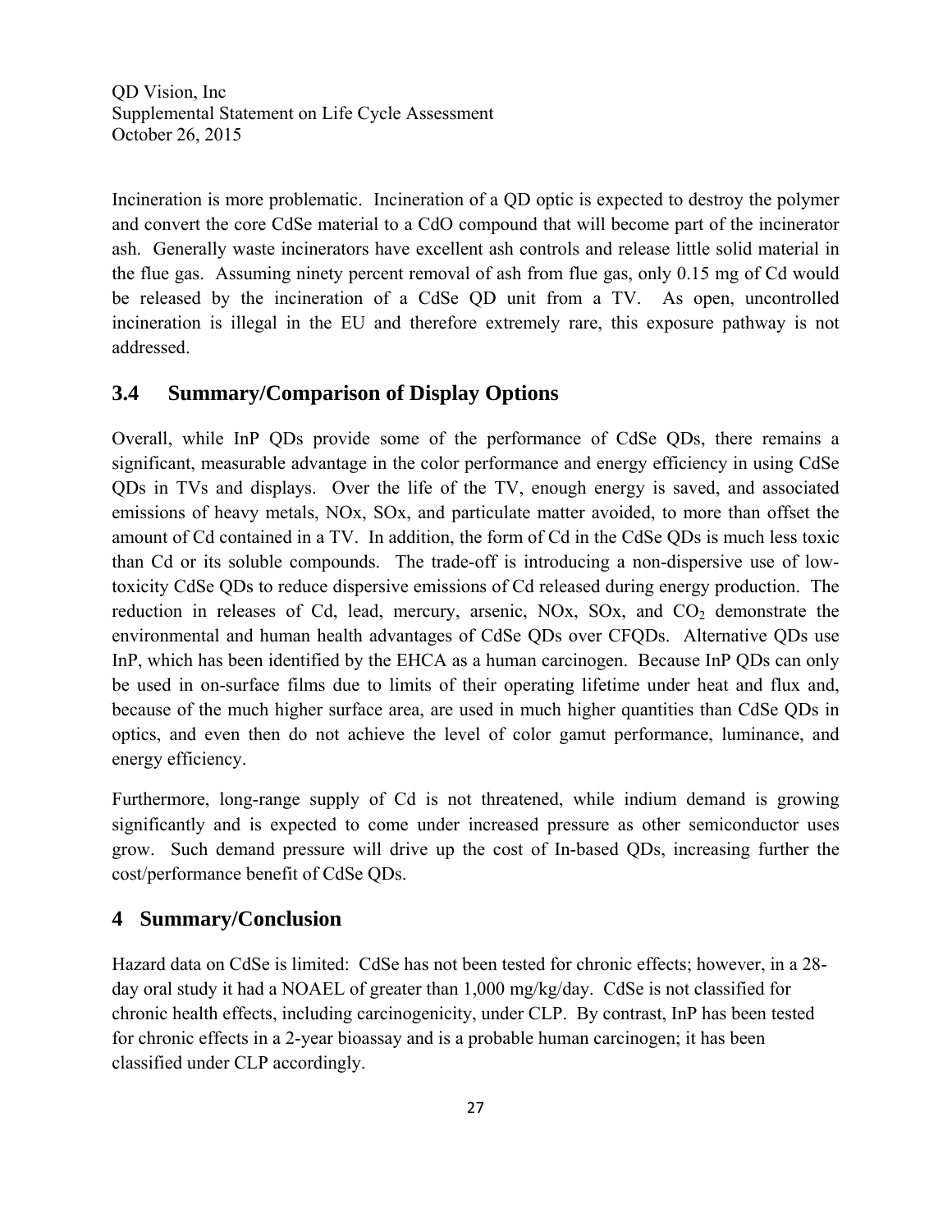Incineration is more problematic. Incineration of a QD optic is expected to destroy the polymer and convert the core CdSe material to a CdO compound that will become part of the incinerator ash. Generally waste incinerators have excellent ash controls and release little solid material in the flue gas. Assuming ninety percent removal of ash from flue gas, only 0.15 mg of Cd would be released by the incineration of a CdSe QD unit from a TV. As open, uncontrolled incineration is illegal in the EU and therefore extremely rare, this exposure pathway is not addressed.

## 3.4 Summary/Comparison of Display Options

Overall, while InP QDs provide some of the performance of CdSe QDs, there remains a significant, measurable advantage in the color performance and energy efficiency in using CdSe QDs in TVs and displays. Over the life of the TV, enough energy is saved, and associated emissions of heavy metals, NOx, SOx, and particulate matter avoided, to more than offset the amount of Cd contained in a TV. In addition, the form of Cd in the CdSe QDs is much less toxic than Cd or its soluble compounds. The trade-off is introducing a non-dispersive use of low-toxicity CdSe QDs to reduce dispersive emissions of Cd released during energy production. The reduction in releases of Cd, lead, mercury, arsenic, NOx, SOx, and $CO_2$ demonstrate the environmental and human health advantages of CdSe QDs over CFQDs. Alternative QDs use InP, which has been identified by the EHCA as a human carcinogen. Because InP QDs can only be used in on-surface films due to limits of their operating lifetime under heat and flux and, because of the much higher surface area, are used in much higher quantities than CdSe QDs in optics, and even then do not achieve the level of color gamut performance, luminance, and energy efficiency.

Furthermore, long-range supply of Cd is not threatened, while indium demand is growing significantly and is expected to come under increased pressure as other semiconductor uses grow. Such demand pressure will drive up the cost of In-based QDs, increasing further the cost/performance benefit of CdSe QDs.

# 4 Summary/Conclusion

Hazard data on CdSe is limited: CdSe has not been tested for chronic effects; however, in a 28-day oral study it had a NOAEL of greater than 1,000 mg/kg/day. CdSe is not classified for chronic health effects, including carcinogenicity, under CLP. By contrast, InP has been tested for chronic effects in a 2-year bioassay and is a probable human carcinogen; it has been classified under CLP accordingly.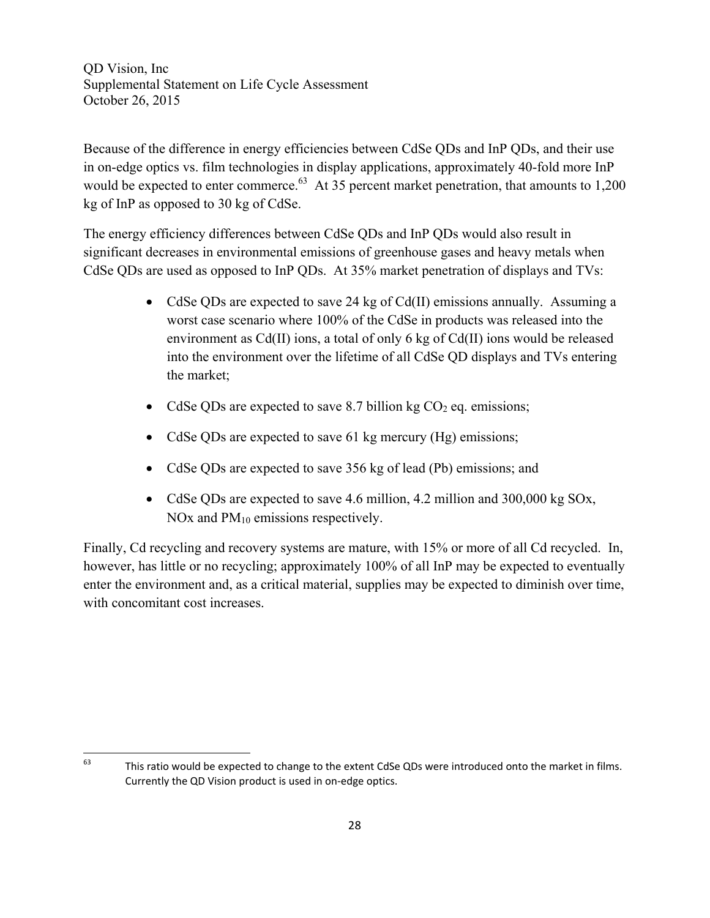QD Vision, Inc
Supplemental Statement on Life Cycle Assessment
October 26, 2015

Because of the difference in energy efficiencies between CdSe QDs and InP QDs, and their use in on-edge optics vs. film technologies in display applications, approximately 40-fold more InP would be expected to enter commerce.[63] At 35 percent market penetration, that amounts to 1,200 kg of InP as opposed to 30 kg of CdSe.

The energy efficiency differences between CdSe QDs and InP QDs would also result in significant decreases in environmental emissions of greenhouse gases and heavy metals when CdSe QDs are used as opposed to InP QDs. At 35% market penetration of displays and TVs:

- CdSe QDs are expected to save 24 kg of Cd(II) emissions annually. Assuming a worst case scenario where 100% of the CdSe in products was released into the environment as Cd(II) ions, a total of only 6 kg of Cd(II) ions would be released into the environment over the lifetime of all CdSe QD displays and TVs entering the market;
- CdSe QDs are expected to save 8.7 billion kg $CO_2$ eq. emissions;
- CdSe QDs are expected to save 61 kg mercury (Hg) emissions;
- CdSe QDs are expected to save 356 kg of lead (Pb) emissions; and
- CdSe QDs are expected to save 4.6 million, 4.2 million and 300,000 kg SOx, NOx and $PM_{10}$ emissions respectively.

Finally, Cd recycling and recovery systems are mature, with 15% or more of all Cd recycled. In, however, has little or no recycling; approximately 100% of all InP may be expected to eventually enter the environment and, as a critical material, supplies may be expected to diminish over time, with concomitant cost increases.

---

[63] This ratio would be expected to change to the extent CdSe QDs were introduced onto the market in films. Currently the QD Vision product is used in on-edge optics.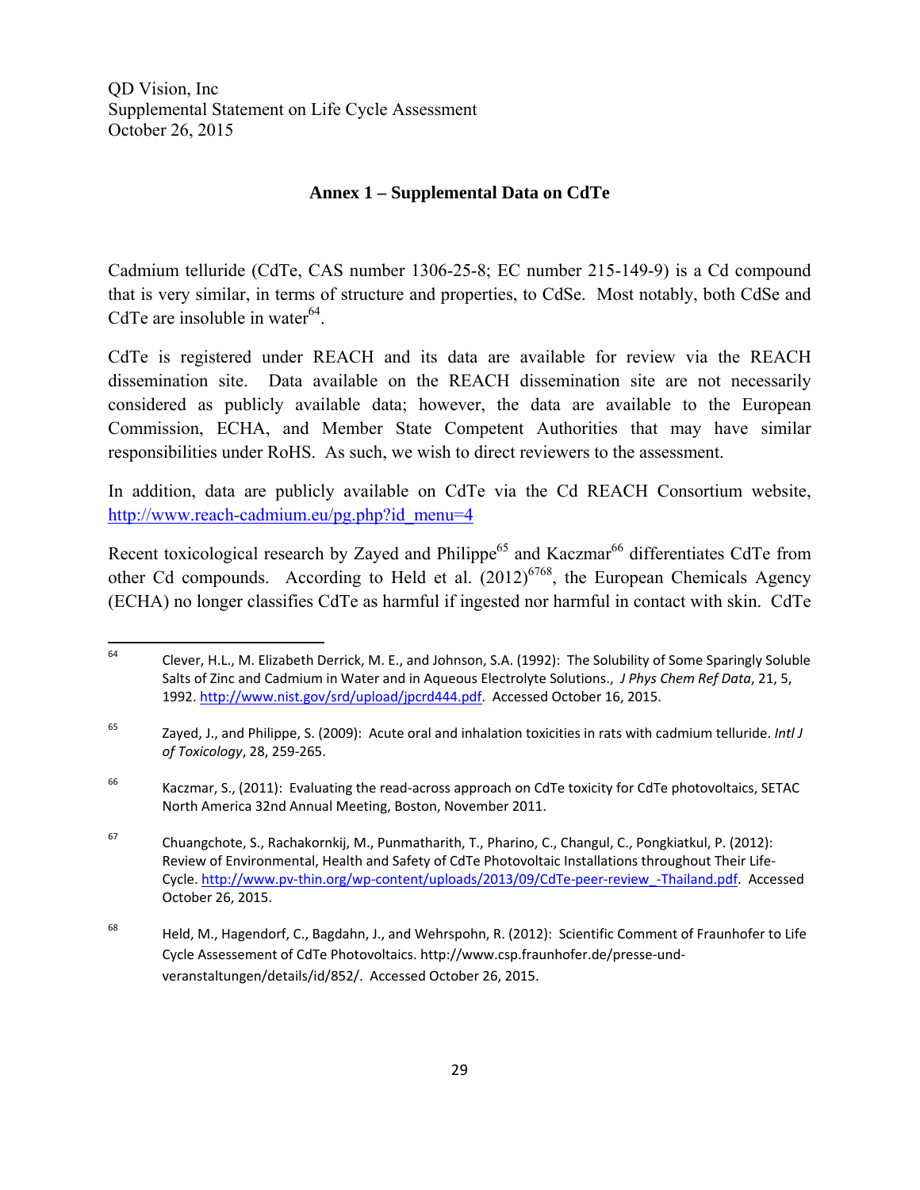## Annex 1 – Supplemental Data on CdTe

Cadmium telluride (CdTe, CAS number 1306-25-8; EC number 215-149-9) is a Cd compound that is very similar, in terms of structure and properties, to CdSe. Most notably, both CdSe and CdTe are insoluble in water[64].

CdTe is registered under REACH and its data are available for review via the REACH dissemination site. Data available on the REACH dissemination site are not necessarily considered as publicly available data; however, the data are available to the European Commission, ECHA, and Member State Competent Authorities that may have similar responsibilities under RoHS. As such, we wish to direct reviewers to the assessment.

In addition, data are publicly available on CdTe via the Cd REACH Consortium website, http://www.reach-cadmium.eu/pg.php?id_menu=4

Recent toxicological research by Zayed and Philippe[65] and Kaczmar[66] differentiates CdTe from other Cd compounds. According to Held et al. (2012)[67][68], the European Chemicals Agency (ECHA) no longer classifies CdTe as harmful if ingested nor harmful in contact with skin. CdTe

---

[64] Clever, H.L., M. Elizabeth Derrick, M. E., and Johnson, S.A. (1992): The Solubility of Some Sparingly Soluble Salts of Zinc and Cadmium in Water and in Aqueous Electrolyte Solutions., *J Phys Chem Ref Data*, 21, 5, 1992. http://www.nist.gov/srd/upload/jpcrd444.pdf. Accessed October 16, 2015.

[65] Zayed, J., and Philippe, S. (2009): Acute oral and inhalation toxicities in rats with cadmium telluride. *Intl J of Toxicology*, 28, 259-265.

[66] Kaczmar, S., (2011): Evaluating the read-across approach on CdTe toxicity for CdTe photovoltaics, SETAC North America 32nd Annual Meeting, Boston, November 2011.

[67] Chuangchote, S., Rachakornkij, M., Punmatharith, T., Pharino, C., Changul, C., Pongkiatkul, P. (2012): Review of Environmental, Health and Safety of CdTe Photovoltaic Installations throughout Their Life-Cycle. http://www.pv-thin.org/wp-content/uploads/2013/09/CdTe-peer-review_-Thailand.pdf. Accessed October 26, 2015.

[68] Held, M., Hagendorf, C., Bagdahn, J., and Wehrspohn, R. (2012): Scientific Comment of Fraunhofer to Life Cycle Assessement of CdTe Photovoltaics. http://www.csp.fraunhofer.de/presse-und-veranstaltungen/details/id/852/. Accessed October 26, 2015.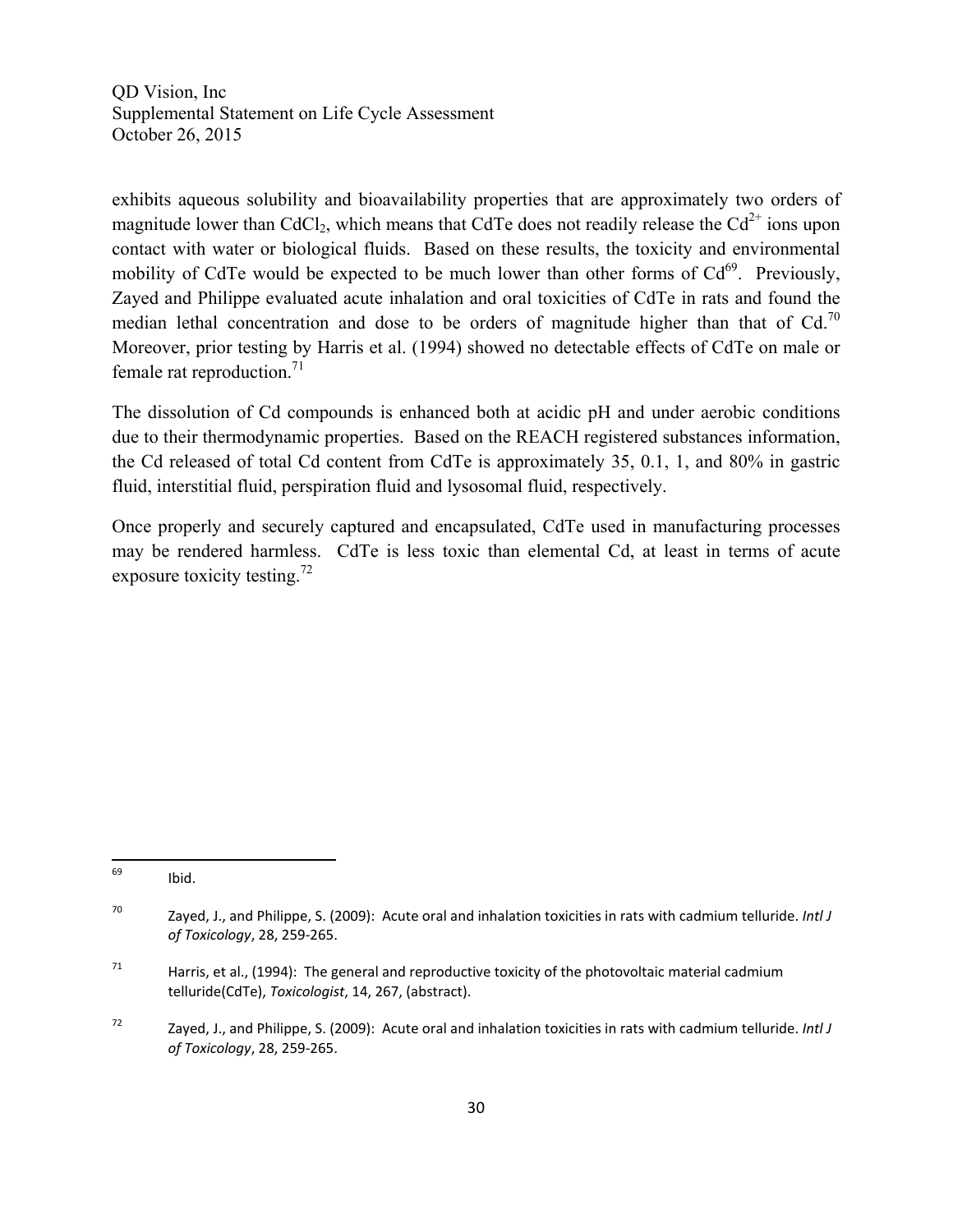exhibits aqueous solubility and bioavailability properties that are approximately two orders of magnitude lower than $CdCl_2$, which means that CdTe does not readily release the $Cd^{2+}$ ions upon contact with water or biological fluids. Based on these results, the toxicity and environmental mobility of CdTe would be expected to be much lower than other forms of Cd[69]. Previously, Zayed and Philippe evaluated acute inhalation and oral toxicities of CdTe in rats and found the median lethal concentration and dose to be orders of magnitude higher than that of Cd.[70] Moreover, prior testing by Harris et al. (1994) showed no detectable effects of CdTe on male or female rat reproduction.[71]

The dissolution of Cd compounds is enhanced both at acidic pH and under aerobic conditions due to their thermodynamic properties. Based on the REACH registered substances information, the Cd released of total Cd content from CdTe is approximately 35, 0.1, 1, and 80% in gastric fluid, interstitial fluid, perspiration fluid and lysosomal fluid, respectively.

Once properly and securely captured and encapsulated, CdTe used in manufacturing processes may be rendered harmless. CdTe is less toxic than elemental Cd, at least in terms of acute exposure toxicity testing.[72]

---

[69] Ibid.

[70] Zayed, J., and Philippe, S. (2009): Acute oral and inhalation toxicities in rats with cadmium telluride. *Intl J of Toxicology*, 28, 259-265.

[71] Harris, et al., (1994): The general and reproductive toxicity of the photovoltaic material cadmium telluride(CdTe), *Toxicologist*, 14, 267, (abstract).

[72] Zayed, J., and Philippe, S. (2009): Acute oral and inhalation toxicities in rats with cadmium telluride. *Intl J of Toxicology*, 28, 259-265.